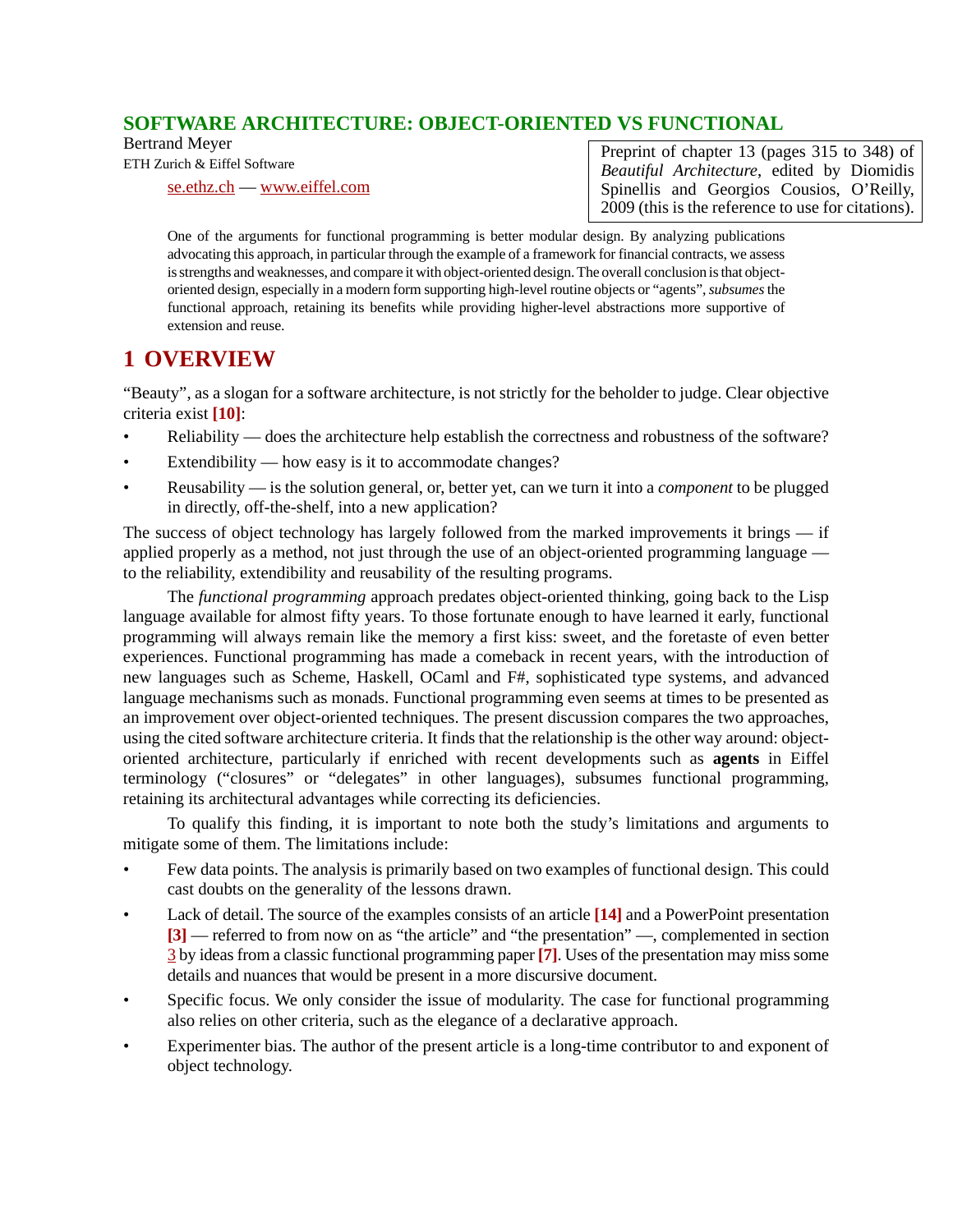# SOFTWARE ARCHITECTURE: OBJECT-ORIENTED VS FUNCTIONAL

Bertrand Meyer

ETH Zurich & Eiffel Software

se.ethz.ch — www.eiffel.com

Preprint of chapter 13 (pages 315 to 348) of *Beautiful Architecture*, edited by Diomidis Spinellis and Georgios Cousios, O'Reilly, 2009 (this is the reference to use for citations).

One of the arguments for functional programming is better modular design. By analyzing publications advocating this approach, in particular through the example of a framework for financial contracts, we assess is strengths and weaknesses, and compare it with object-oriented design. The overall conclusion is that object-oriented design, especially in a modern form supporting high-level routine objects or "agents", *subsumes* the functional approach, retaining its benefits while providing higher-level abstractions more supportive of extension and reuse.

## 1 OVERVIEW

"Beauty", as a slogan for a software architecture, is not strictly for the beholder to judge. Clear objective criteria exist [10]:

- Reliability — does the architecture help establish the correctness and robustness of the software?
- Extendibility — how easy is it to accommodate changes?
- Reusability — is the solution general, or, better yet, can we turn it into a *component* to be plugged in directly, off-the-shelf, into a new application?

The success of object technology has largely followed from the marked improvements it brings — if applied properly as a method, not just through the use of an object-oriented programming language — to the reliability, extendibility and reusability of the resulting programs.

The *functional programming* approach predates object-oriented thinking, going back to the Lisp language available for almost fifty years. To those fortunate enough to have learned it early, functional programming will always remain like the memory a first kiss: sweet, and the foretaste of even better experiences. Functional programming has made a comeback in recent years, with the introduction of new languages such as Scheme, Haskell, OCaml and F#, sophisticated type systems, and advanced language mechanisms such as monads. Functional programming even seems at times to be presented as an improvement over object-oriented techniques. The present discussion compares the two approaches, using the cited software architecture criteria. It finds that the relationship is the other way around: object-oriented architecture, particularly if enriched with recent developments such as **agents** in Eiffel terminology ("closures" or "delegates" in other languages), subsumes functional programming, retaining its architectural advantages while correcting its deficiencies.

To qualify this finding, it is important to note both the study's limitations and arguments to mitigate some of them. The limitations include:

- Few data points. The analysis is primarily based on two examples of functional design. This could cast doubts on the generality of the lessons drawn.
- Lack of detail. The source of the examples consists of an article [14] and a PowerPoint presentation [3] — referred to from now on as "the article" and "the presentation" —, complemented in section 3 by ideas from a classic functional programming paper [7]. Uses of the presentation may miss some details and nuances that would be present in a more discursive document.
- Specific focus. We only consider the issue of modularity. The case for functional programming also relies on other criteria, such as the elegance of a declarative approach.
- Experimenter bias. The author of the present article is a long-time contributor to and exponent of object technology.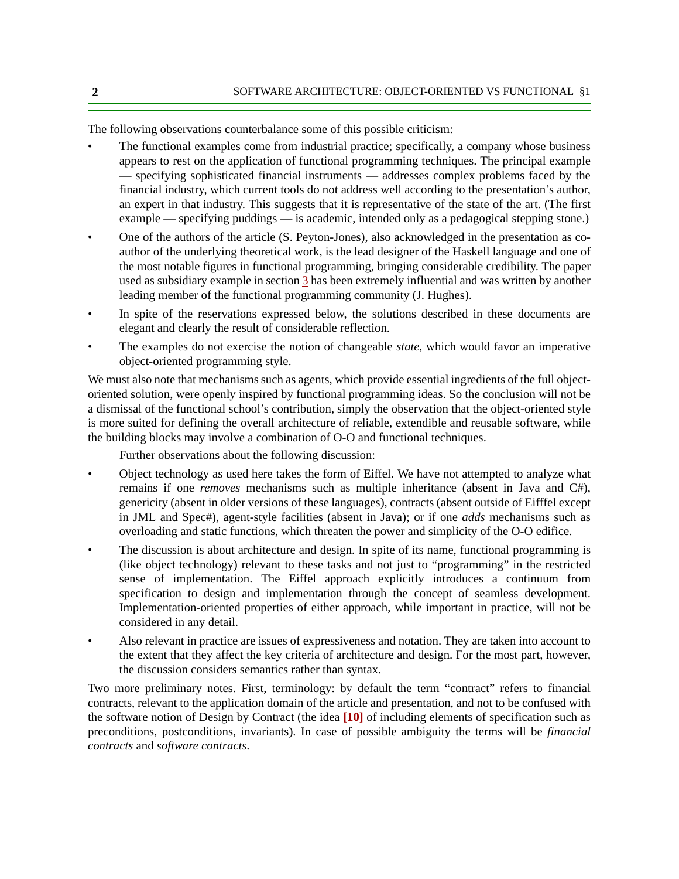The following observations counterbalance some of this possible criticism:

- The functional examples come from industrial practice; specifically, a company whose business appears to rest on the application of functional programming techniques. The principal example — specifying sophisticated financial instruments — addresses complex problems faced by the financial industry, which current tools do not address well according to the presentation's author, an expert in that industry. This suggests that it is representative of the state of the art. (The first example — specifying puddings — is academic, intended only as a pedagogical stepping stone.)
- One of the authors of the article (S. Peyton-Jones), also acknowledged in the presentation as co-author of the underlying theoretical work, is the lead designer of the Haskell language and one of the most notable figures in functional programming, bringing considerable credibility. The paper used as subsidiary example in section 3 has been extremely influential and was written by another leading member of the functional programming community (J. Hughes).
- In spite of the reservations expressed below, the solutions described in these documents are elegant and clearly the result of considerable reflection.
- The examples do not exercise the notion of changeable *state*, which would favor an imperative object-oriented programming style.

We must also note that mechanisms such as agents, which provide essential ingredients of the full object-oriented solution, were openly inspired by functional programming ideas. So the conclusion will not be a dismissal of the functional school's contribution, simply the observation that the object-oriented style is more suited for defining the overall architecture of reliable, extendible and reusable software, while the building blocks may involve a combination of O-O and functional techniques.

Further observations about the following discussion:

- Object technology as used here takes the form of Eiffel. We have not attempted to analyze what remains if one *removes* mechanisms such as multiple inheritance (absent in Java and C#), genericity (absent in older versions of these languages), contracts (absent outside of Eifffel except in JML and Spec#), agent-style facilities (absent in Java); or if one *adds* mechanisms such as overloading and static functions, which threaten the power and simplicity of the O-O edifice.
- The discussion is about architecture and design. In spite of its name, functional programming is (like object technology) relevant to these tasks and not just to "programming" in the restricted sense of implementation. The Eiffel approach explicitly introduces a continuum from specification to design and implementation through the concept of seamless development. Implementation-oriented properties of either approach, while important in practice, will not be considered in any detail.
- Also relevant in practice are issues of expressiveness and notation. They are taken into account to the extent that they affect the key criteria of architecture and design. For the most part, however, the discussion considers semantics rather than syntax.

Two more preliminary notes. First, terminology: by default the term "contract" refers to financial contracts, relevant to the application domain of the article and presentation, and not to be confused with the software notion of Design by Contract (the idea **[10]** of including elements of specification such as preconditions, postconditions, invariants). In case of possible ambiguity the terms will be *financial contracts* and *software contracts*.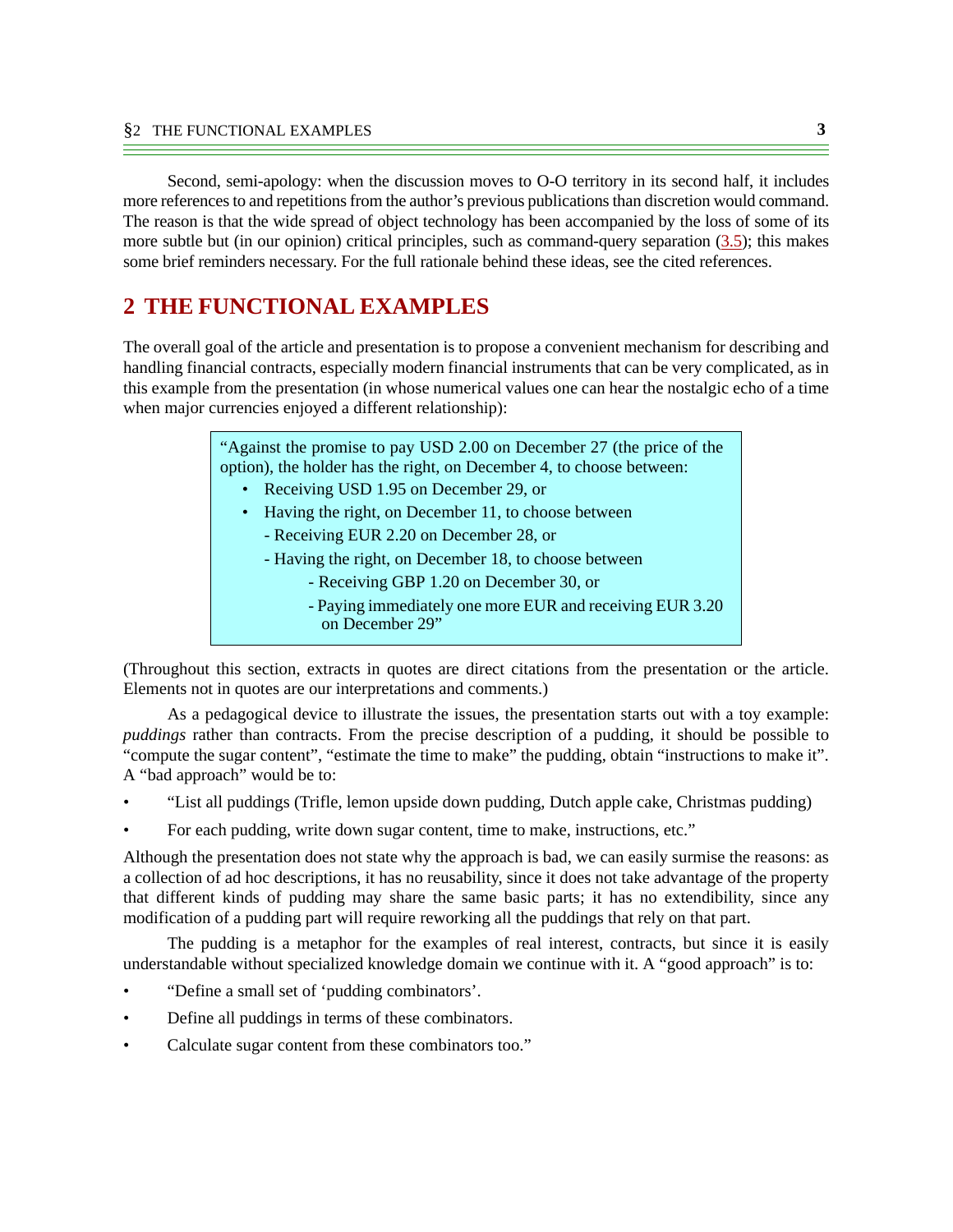Second, semi-apology: when the discussion moves to O-O territory in its second half, it includes more references to and repetitions from the author's previous publications than discretion would command. The reason is that the wide spread of object technology has been accompanied by the loss of some of its more subtle but (in our opinion) critical principles, such as command-query separation (3.5); this makes some brief reminders necessary. For the full rationale behind these ideas, see the cited references.

## 2 THE FUNCTIONAL EXAMPLES

The overall goal of the article and presentation is to propose a convenient mechanism for describing and handling financial contracts, especially modern financial instruments that can be very complicated, as in this example from the presentation (in whose numerical values one can hear the nostalgic echo of a time when major currencies enjoyed a different relationship):

> "Against the promise to pay USD 2.00 on December 27 (the price of the option), the holder has the right, on December 4, to choose between:
>
> - Receiving USD 1.95 on December 29, or
> - Having the right, on December 11, to choose between
>   - Receiving EUR 2.20 on December 28, or
>   - Having the right, on December 18, to choose between
>     - Receiving GBP 1.20 on December 30, or
>     - Paying immediately one more EUR and receiving EUR 3.20 on December 29"

(Throughout this section, extracts in quotes are direct citations from the presentation or the article. Elements not in quotes are our interpretations and comments.)

As a pedagogical device to illustrate the issues, the presentation starts out with a toy example: *puddings* rather than contracts. From the precise description of a pudding, it should be possible to "compute the sugar content", "estimate the time to make" the pudding, obtain "instructions to make it". A "bad approach" would be to:

- "List all puddings (Trifle, lemon upside down pudding, Dutch apple cake, Christmas pudding)
- For each pudding, write down sugar content, time to make, instructions, etc."

Although the presentation does not state why the approach is bad, we can easily surmise the reasons: as a collection of ad hoc descriptions, it has no reusability, since it does not take advantage of the property that different kinds of pudding may share the same basic parts; it has no extendibility, since any modification of a pudding part will require reworking all the puddings that rely on that part.

The pudding is a metaphor for the examples of real interest, contracts, but since it is easily understandable without specialized knowledge domain we continue with it. A "good approach" is to:

- "Define a small set of 'pudding combinators'.
- Define all puddings in terms of these combinators.
- Calculate sugar content from these combinators too."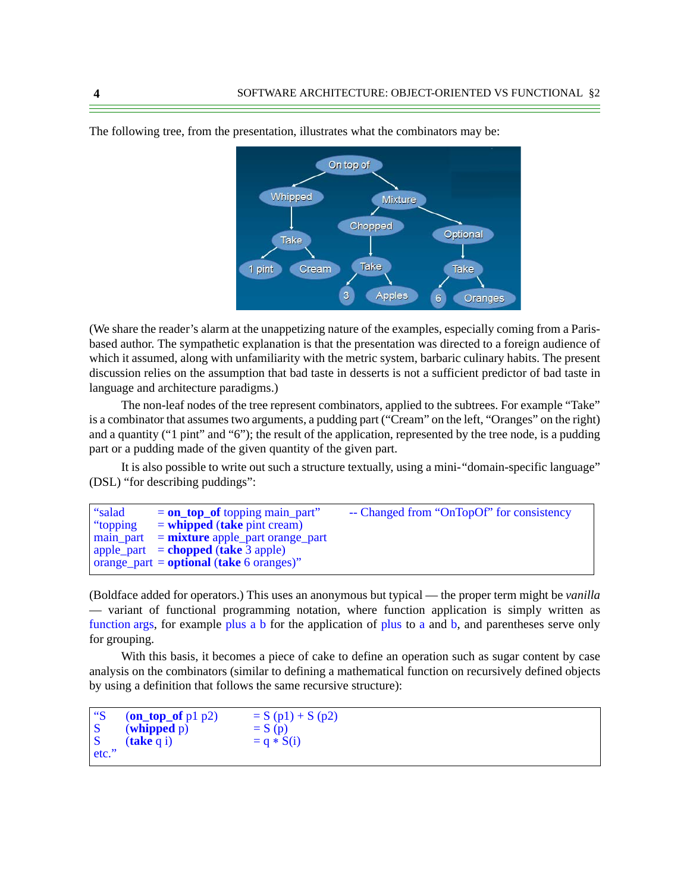The following tree, from the presentation, illustrates what the combinators may be:

(We share the reader's alarm at the unappetizing nature of the examples, especially coming from a Paris-based author. The sympathetic explanation is that the presentation was directed to a foreign audience of which it assumed, along with unfamiliarity with the metric system, barbaric culinary habits. The present discussion relies on the assumption that bad taste in desserts is not a sufficient predictor of bad taste in language and architecture paradigms.)

The non-leaf nodes of the tree represent combinators, applied to the subtrees. For example "Take" is a combinator that assumes two arguments, a pudding part ("Cream" on the left, "Oranges" on the right) and a quantity ("1 pint" and "6"); the result of the application, represented by the tree node, is a pudding part or a pudding made of the given quantity of the given part.

It is also possible to write out such a structure textually, using a mini-"domain-specific language" (DSL) "for describing puddings":

```
"salad        = on_top_of topping main_part"       -- Changed from "OnTopOf" for consistency
"topping      = whipped (take pint cream)
main_part     = mixture apple_part orange_part
apple_part    = chopped (take 3 apple)
orange_part   = optional (take 6 oranges)"
```

(Boldface added for operators.) This uses an anonymous but typical — the proper term might be *vanilla* — variant of functional programming notation, where function application is simply written as function args, for example plus a b for the application of plus to a and b, and parentheses serve only for grouping.

With this basis, it becomes a piece of cake to define an operation such as sugar content by case analysis on the combinators (similar to defining a mathematical function on recursively defined objects by using a definition that follows the same recursive structure):

```
"S    (on_top_of p1 p2)     = S (p1) + S (p2)
S     (whipped p)           = S (p)
S     (take q i)            = q ∗ S(i)
etc."
```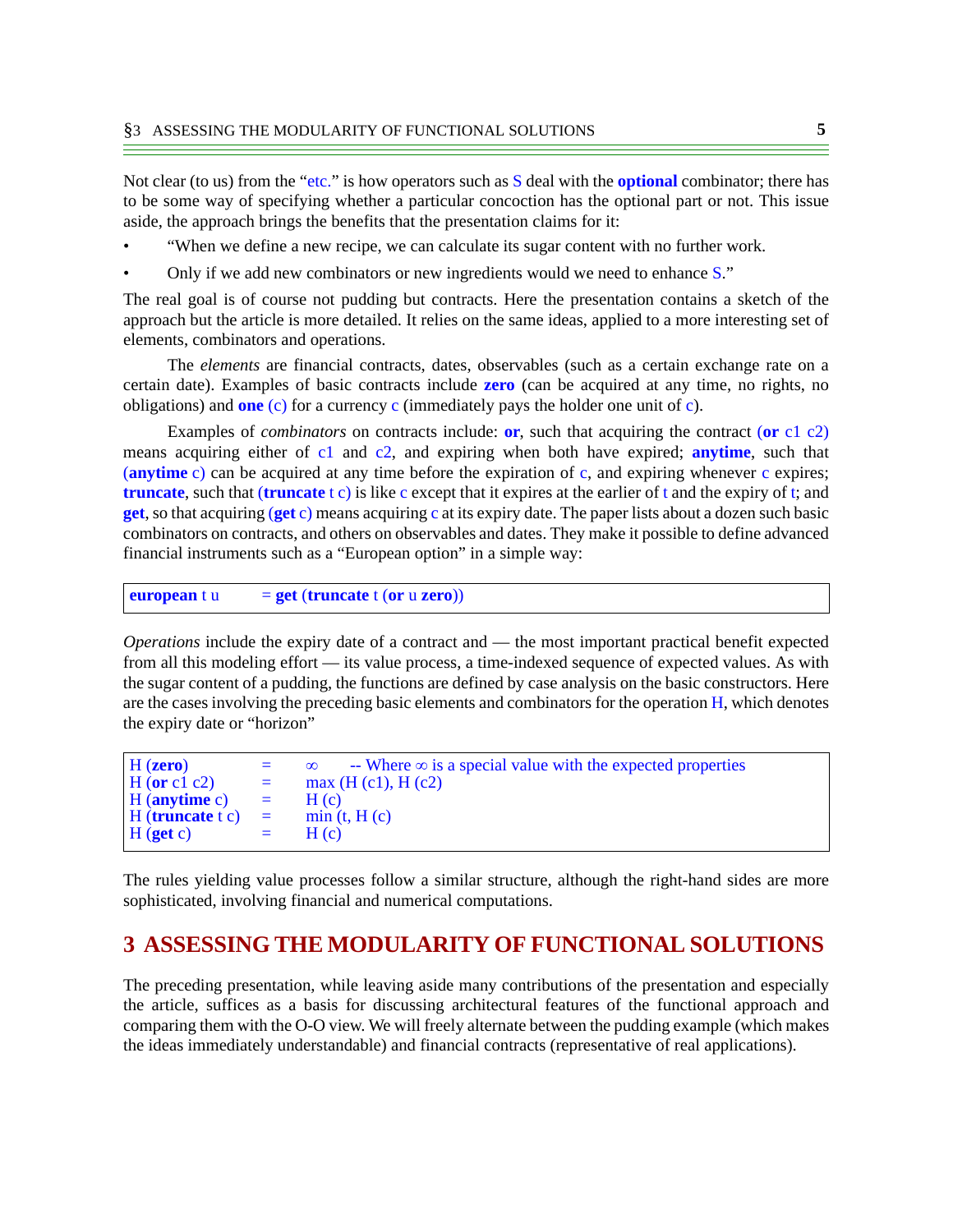Not clear (to us) from the "etc." is how operators such as S deal with the **optional** combinator; there has to be some way of specifying whether a particular concoction has the optional part or not. This issue aside, the approach brings the benefits that the presentation claims for it:

- "When we define a new recipe, we can calculate its sugar content with no further work.
- Only if we add new combinators or new ingredients would we need to enhance S."

The real goal is of course not pudding but contracts. Here the presentation contains a sketch of the approach but the article is more detailed. It relies on the same ideas, applied to a more interesting set of elements, combinators and operations.

The *elements* are financial contracts, dates, observables (such as a certain exchange rate on a certain date). Examples of basic contracts include **zero** (can be acquired at any time, no rights, no obligations) and **one** (c) for a currency c (immediately pays the holder one unit of c).

Examples of *combinators* on contracts include: **or**, such that acquiring the contract (**or** c1 c2) means acquiring either of c1 and c2, and expiring when both have expired; **anytime**, such that (**anytime** c) can be acquired at any time before the expiration of c, and expiring whenever c expires; **truncate**, such that (**truncate** t c) is like c except that it expires at the earlier of t and the expiry of t; and **get**, so that acquiring (**get** c) means acquiring c at its expiry date. The paper lists about a dozen such basic combinators on contracts, and others on observables and dates. They make it possible to define advanced financial instruments such as a "European option" in a simple way:

```
european t u      = get (truncate t (or u zero))
```

*Operations* include the expiry date of a contract and — the most important practical benefit expected from all this modeling effort — its value process, a time-indexed sequence of expected values. As with the sugar content of a pudding, the functions are defined by case analysis on the basic constructors. Here are the cases involving the preceding basic elements and combinators for the operation H, which denotes the expiry date or "horizon"

```
H (zero)           =    ∞     -- Where ∞ is a special value with the expected properties
H (or c1 c2)       =    max (H (c1), H (c2)
H (anytime c)      =    H (c)
H (truncate t c)   =    min (t, H (c)
H (get c)          =    H (c)
```

The rules yielding value processes follow a similar structure, although the right-hand sides are more sophisticated, involving financial and numerical computations.

## 3 ASSESSING THE MODULARITY OF FUNCTIONAL SOLUTIONS

The preceding presentation, while leaving aside many contributions of the presentation and especially the article, suffices as a basis for discussing architectural features of the functional approach and comparing them with the O-O view. We will freely alternate between the pudding example (which makes the ideas immediately understandable) and financial contracts (representative of real applications).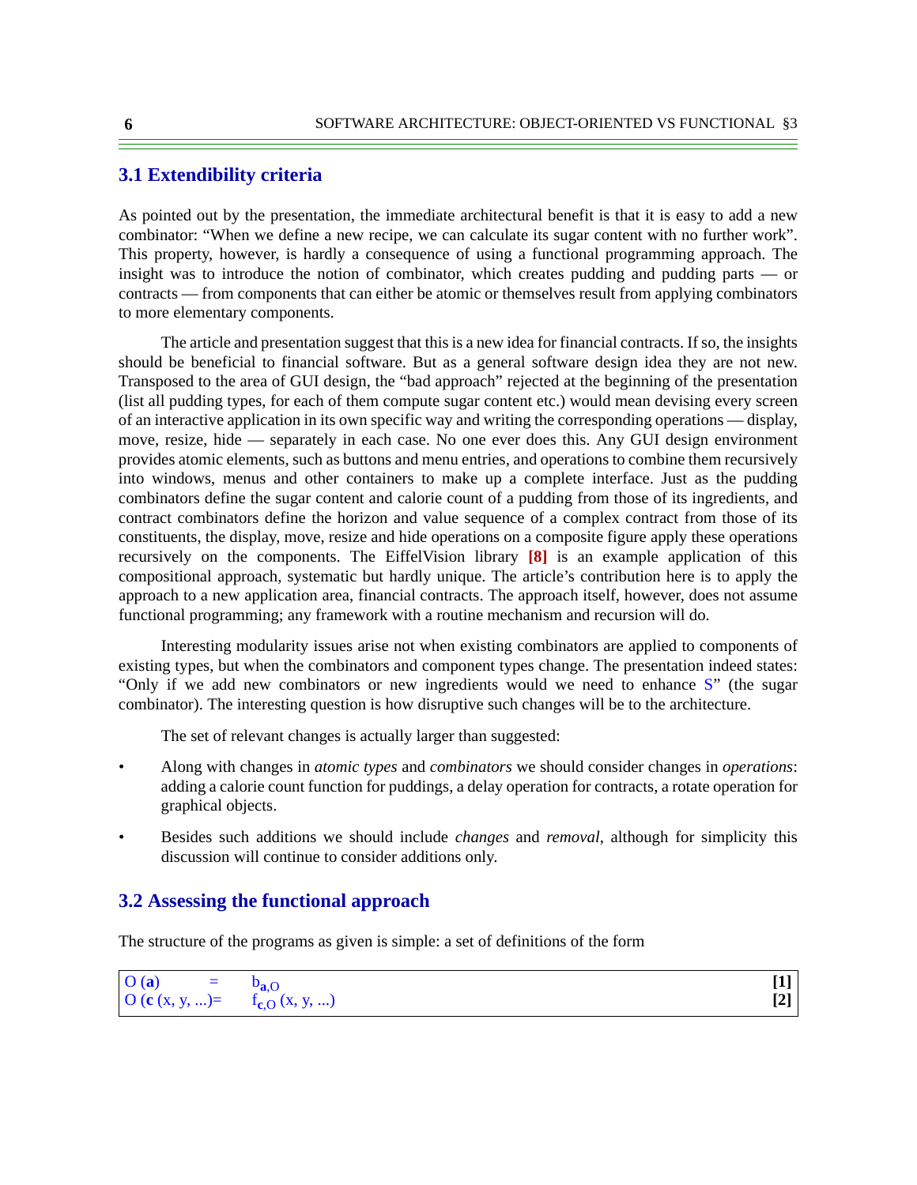## 3.1 Extendibility criteria

As pointed out by the presentation, the immediate architectural benefit is that it is easy to add a new combinator: "When we define a new recipe, we can calculate its sugar content with no further work". This property, however, is hardly a consequence of using a functional programming approach. The insight was to introduce the notion of combinator, which creates pudding and pudding parts — or contracts — from components that can either be atomic or themselves result from applying combinators to more elementary components.

The article and presentation suggest that this is a new idea for financial contracts. If so, the insights should be beneficial to financial software. But as a general software design idea they are not new. Transposed to the area of GUI design, the "bad approach" rejected at the beginning of the presentation (list all pudding types, for each of them compute sugar content etc.) would mean devising every screen of an interactive application in its own specific way and writing the corresponding operations — display, move, resize, hide — separately in each case. No one ever does this. Any GUI design environment provides atomic elements, such as buttons and menu entries, and operations to combine them recursively into windows, menus and other containers to make up a complete interface. Just as the pudding combinators define the sugar content and calorie count of a pudding from those of its ingredients, and contract combinators define the horizon and value sequence of a complex contract from those of its constituents, the display, move, resize and hide operations on a composite figure apply these operations recursively on the components. The EiffelVision library **[8]** is an example application of this compositional approach, systematic but hardly unique. The article's contribution here is to apply the approach to a new application area, financial contracts. The approach itself, however, does not assume functional programming; any framework with a routine mechanism and recursion will do.

Interesting modularity issues arise not when existing combinators are applied to components of existing types, but when the combinators and component types change. The presentation indeed states: "Only if we add new combinators or new ingredients would we need to enhance S" (the sugar combinator). The interesting question is how disruptive such changes will be to the architecture.

The set of relevant changes is actually larger than suggested:

- Along with changes in *atomic types* and *combinators* we should consider changes in *operations*: adding a calorie count function for puddings, a delay operation for contracts, a rotate operation for graphical objects.
- Besides such additions we should include *changes* and *removal*, although for simplicity this discussion will continue to consider additions only.

## 3.2 Assessing the functional approach

The structure of the programs as given is simple: a set of definitions of the form

$$O(\mathbf{a}) = b_{\mathbf{a},O} \qquad \textbf{[1]}$$

$$O(\mathbf{c}(x, y, ...)) = f_{\mathbf{c},O}(x, y, ...) \qquad \textbf{[2]}$$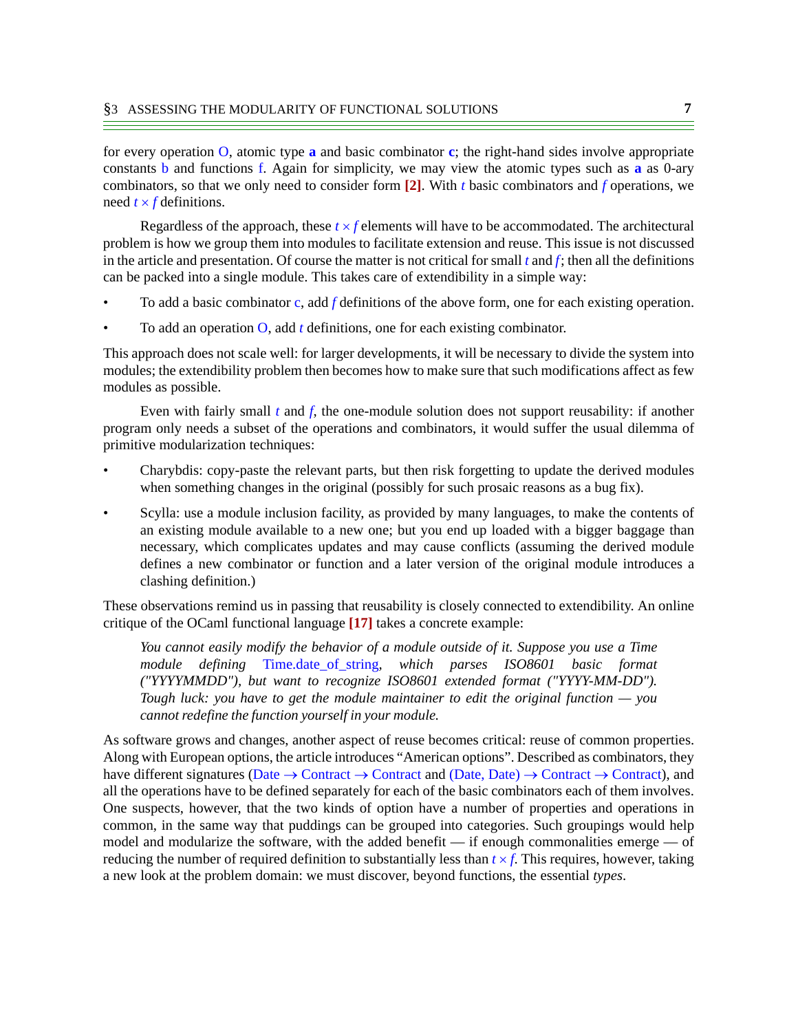for every operation O, atomic type **a** and basic combinator **c**; the right-hand sides involve appropriate constants b and functions f. Again for simplicity, we may view the atomic types such as **a** as 0-ary combinators, so that we only need to consider form **[2]**. With $t$ basic combinators and $f$ operations, we need $t \times f$ definitions.

Regardless of the approach, these $t \times f$ elements will have to be accommodated. The architectural problem is how we group them into modules to facilitate extension and reuse. This issue is not discussed in the article and presentation. Of course the matter is not critical for small $t$ and $f$; then all the definitions can be packed into a single module. This takes care of extendibility in a simple way:

- To add a basic combinator c, add $f$ definitions of the above form, one for each existing operation.
- To add an operation O, add $t$ definitions, one for each existing combinator.

This approach does not scale well: for larger developments, it will be necessary to divide the system into modules; the extendibility problem then becomes how to make sure that such modifications affect as few modules as possible.

Even with fairly small $t$ and $f$, the one-module solution does not support reusability: if another program only needs a subset of the operations and combinators, it would suffer the usual dilemma of primitive modularization techniques:

- Charybdis: copy-paste the relevant parts, but then risk forgetting to update the derived modules when something changes in the original (possibly for such prosaic reasons as a bug fix).
- Scylla: use a module inclusion facility, as provided by many languages, to make the contents of an existing module available to a new one; but you end up loaded with a bigger baggage than necessary, which complicates updates and may cause conflicts (assuming the derived module defines a new combinator or function and a later version of the original module introduces a clashing definition.)

These observations remind us in passing that reusability is closely connected to extendibility. An online critique of the OCaml functional language **[17]** takes a concrete example:

> *You cannot easily modify the behavior of a module outside of it. Suppose you use a Time module defining* Time.date_of_string*, which parses ISO8601 basic format ("YYYYMMDD"), but want to recognize ISO8601 extended format ("YYYY-MM-DD"). Tough luck: you have to get the module maintainer to edit the original function — you cannot redefine the function yourself in your module.*

As software grows and changes, another aspect of reuse becomes critical: reuse of common properties. Along with European options, the article introduces "American options". Described as combinators, they have different signatures (Date → Contract → Contract and (Date, Date) → Contract → Contract), and all the operations have to be defined separately for each of the basic combinators each of them involves. One suspects, however, that the two kinds of option have a number of properties and operations in common, in the same way that puddings can be grouped into categories. Such groupings would help model and modularize the software, with the added benefit — if enough commonalities emerge — of reducing the number of required definition to substantially less than $t \times f$. This requires, however, taking a new look at the problem domain: we must discover, beyond functions, the essential *types*.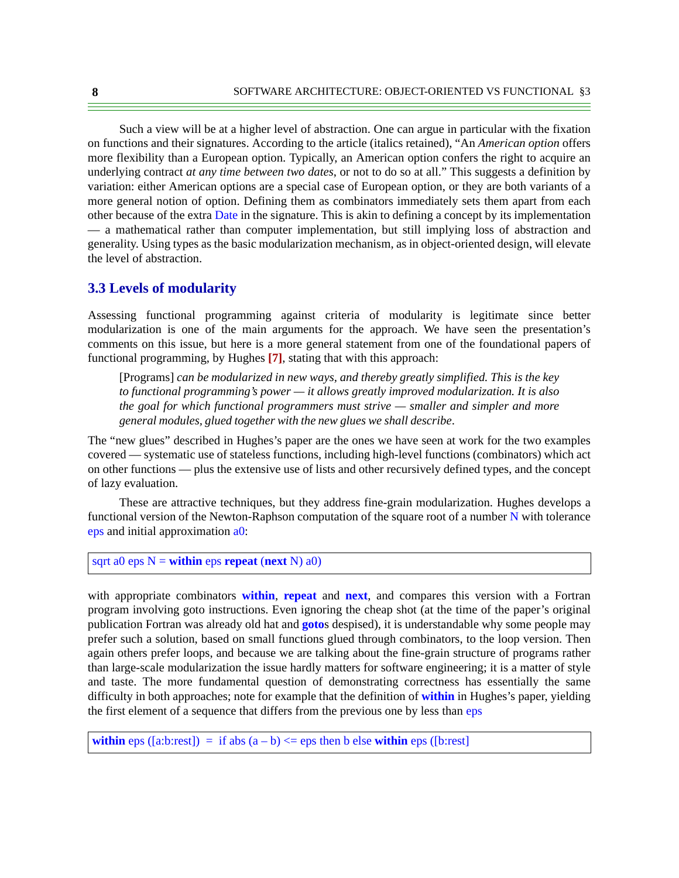Such a view will be at a higher level of abstraction. One can argue in particular with the fixation on functions and their signatures. According to the article (italics retained), "An *American option* offers more flexibility than a European option. Typically, an American option confers the right to acquire an underlying contract *at any time between two dates*, or not to do so at all." This suggests a definition by variation: either American options are a special case of European option, or they are both variants of a more general notion of option. Defining them as combinators immediately sets them apart from each other because of the extra Date in the signature. This is akin to defining a concept by its implementation — a mathematical rather than computer implementation, but still implying loss of abstraction and generality. Using types as the basic modularization mechanism, as in object-oriented design, will elevate the level of abstraction.

### 3.3 Levels of modularity

Assessing functional programming against criteria of modularity is legitimate since better modularization is one of the main arguments for the approach. We have seen the presentation's comments on this issue, but here is a more general statement from one of the foundational papers of functional programming, by Hughes **[7]**, stating that with this approach:

> [Programs] *can be modularized in new ways, and thereby greatly simplified. This is the key to functional programming's power — it allows greatly improved modularization. It is also the goal for which functional programmers must strive — smaller and simpler and more general modules, glued together with the new glues we shall describe*.

The "new glues" described in Hughes's paper are the ones we have seen at work for the two examples covered — systematic use of stateless functions, including high-level functions (combinators) which act on other functions — plus the extensive use of lists and other recursively defined types, and the concept of lazy evaluation.

These are attractive techniques, but they address fine-grain modularization. Hughes develops a functional version of the Newton-Raphson computation of the square root of a number N with tolerance eps and initial approximation a0:

```
sqrt a0 eps N = within eps repeat (next N) a0)
```

with appropriate combinators **within**, **repeat** and **next**, and compares this version with a Fortran program involving goto instructions. Even ignoring the cheap shot (at the time of the paper's original publication Fortran was already old hat and **goto**s despised), it is understandable why some people may prefer such a solution, based on small functions glued through combinators, to the loop version. Then again others prefer loops, and because we are talking about the fine-grain structure of programs rather than large-scale modularization the issue hardly matters for software engineering; it is a matter of style and taste. The more fundamental question of demonstrating correctness has essentially the same difficulty in both approaches; note for example that the definition of **within** in Hughes's paper, yielding the first element of a sequence that differs from the previous one by less than eps

```
within eps ([a:b:rest])  =  if abs (a – b) <= eps then b else within eps ([b:rest]
```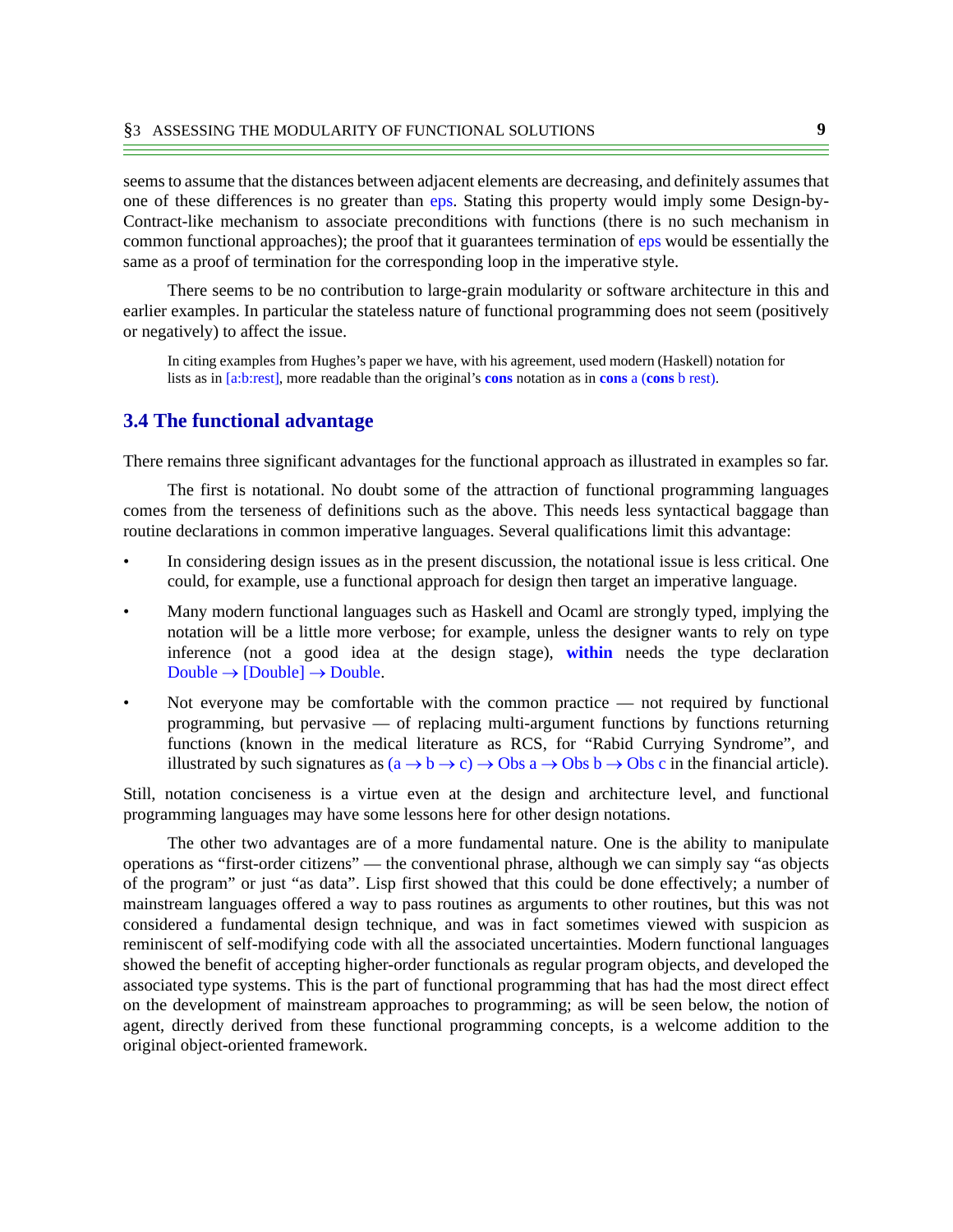seems to assume that the distances between adjacent elements are decreasing, and definitely assumes that one of these differences is no greater than eps. Stating this property would imply some Design-by-Contract-like mechanism to associate preconditions with functions (there is no such mechanism in common functional approaches); the proof that it guarantees termination of eps would be essentially the same as a proof of termination for the corresponding loop in the imperative style.

There seems to be no contribution to large-grain modularity or software architecture in this and earlier examples. In particular the stateless nature of functional programming does not seem (positively or negatively) to affect the issue.

In citing examples from Hughes's paper we have, with his agreement, used modern (Haskell) notation for lists as in [a:b:rest], more readable than the original's **cons** notation as in **cons** a (**cons** b rest).

## 3.4 The functional advantage

There remains three significant advantages for the functional approach as illustrated in examples so far.

The first is notational. No doubt some of the attraction of functional programming languages comes from the terseness of definitions such as the above. This needs less syntactical baggage than routine declarations in common imperative languages. Several qualifications limit this advantage:

- In considering design issues as in the present discussion, the notational issue is less critical. One could, for example, use a functional approach for design then target an imperative language.
- Many modern functional languages such as Haskell and Ocaml are strongly typed, implying the notation will be a little more verbose; for example, unless the designer wants to rely on type inference (not a good idea at the design stage), **within** needs the type declaration Double → [Double] → Double.
- Not everyone may be comfortable with the common practice — not required by functional programming, but pervasive — of replacing multi-argument functions by functions returning functions (known in the medical literature as RCS, for "Rabid Currying Syndrome", and illustrated by such signatures as (a → b → c) → Obs a → Obs b → Obs c in the financial article).

Still, notation conciseness is a virtue even at the design and architecture level, and functional programming languages may have some lessons here for other design notations.

The other two advantages are of a more fundamental nature. One is the ability to manipulate operations as "first-order citizens" — the conventional phrase, although we can simply say "as objects of the program" or just "as data". Lisp first showed that this could be done effectively; a number of mainstream languages offered a way to pass routines as arguments to other routines, but this was not considered a fundamental design technique, and was in fact sometimes viewed with suspicion as reminiscent of self-modifying code with all the associated uncertainties. Modern functional languages showed the benefit of accepting higher-order functionals as regular program objects, and developed the associated type systems. This is the part of functional programming that has had the most direct effect on the development of mainstream approaches to programming; as will be seen below, the notion of agent, directly derived from these functional programming concepts, is a welcome addition to the original object-oriented framework.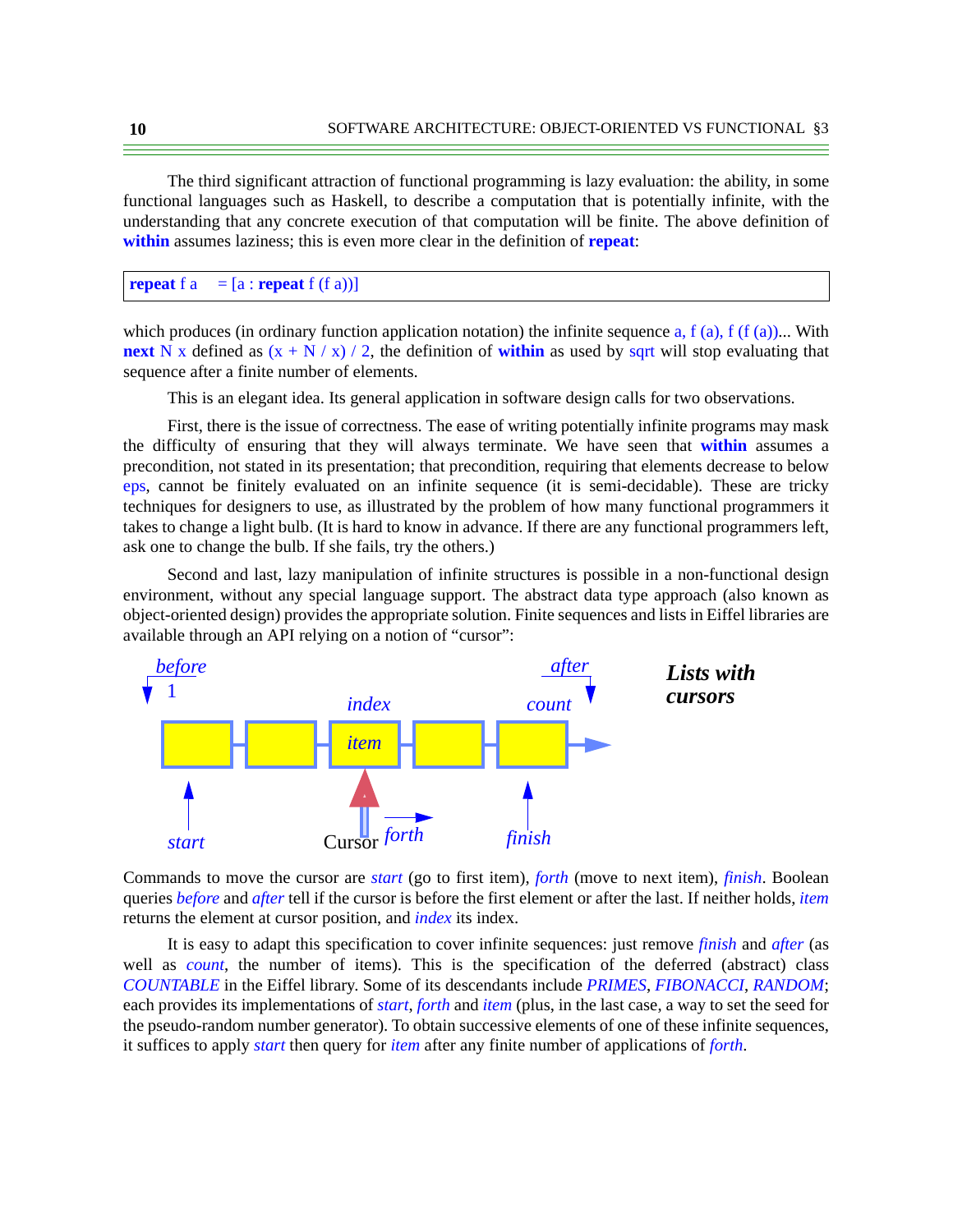The third significant attraction of functional programming is lazy evaluation: the ability, in some functional languages such as Haskell, to describe a computation that is potentially infinite, with the understanding that any concrete execution of that computation will be finite. The above definition of **within** assumes laziness; this is even more clear in the definition of **repeat**:

```
repeat f a    = [a : repeat f (f a))]
```

which produces (in ordinary function application notation) the infinite sequence a, f (a), f (f (a))... With **next** N x defined as (x + N / x) / 2, the definition of **within** as used by sqrt will stop evaluating that sequence after a finite number of elements.

This is an elegant idea. Its general application in software design calls for two observations.

First, there is the issue of correctness. The ease of writing potentially infinite programs may mask the difficulty of ensuring that they will always terminate. We have seen that **within** assumes a precondition, not stated in its presentation; that precondition, requiring that elements decrease to below eps, cannot be finitely evaluated on an infinite sequence (it is semi-decidable). These are tricky techniques for designers to use, as illustrated by the problem of how many functional programmers it takes to change a light bulb. (It is hard to know in advance. If there are any functional programmers left, ask one to change the bulb. If she fails, try the others.)

Second and last, lazy manipulation of infinite structures is possible in a non-functional design environment, without any special language support. The abstract data type approach (also known as object-oriented design) provides the appropriate solution. Finite sequences and lists in Eiffel libraries are available through an API relying on a notion of "cursor":

*before* · 1 · *index* · *count* · *after* · *item* · *start* · Cursor · *forth* · *finish*

***Lists with cursors***

Commands to move the cursor are *start* (go to first item), *forth* (move to next item), *finish*. Boolean queries *before* and *after* tell if the cursor is before the first element or after the last. If neither holds, *item* returns the element at cursor position, and *index* its index.

It is easy to adapt this specification to cover infinite sequences: just remove *finish* and *after* (as well as *count*, the number of items). This is the specification of the deferred (abstract) class *COUNTABLE* in the Eiffel library. Some of its descendants include *PRIMES*, *FIBONACCI*, *RANDOM*; each provides its implementations of *start*, *forth* and *item* (plus, in the last case, a way to set the seed for the pseudo-random number generator). To obtain successive elements of one of these infinite sequences, it suffices to apply *start* then query for *item* after any finite number of applications of *forth*.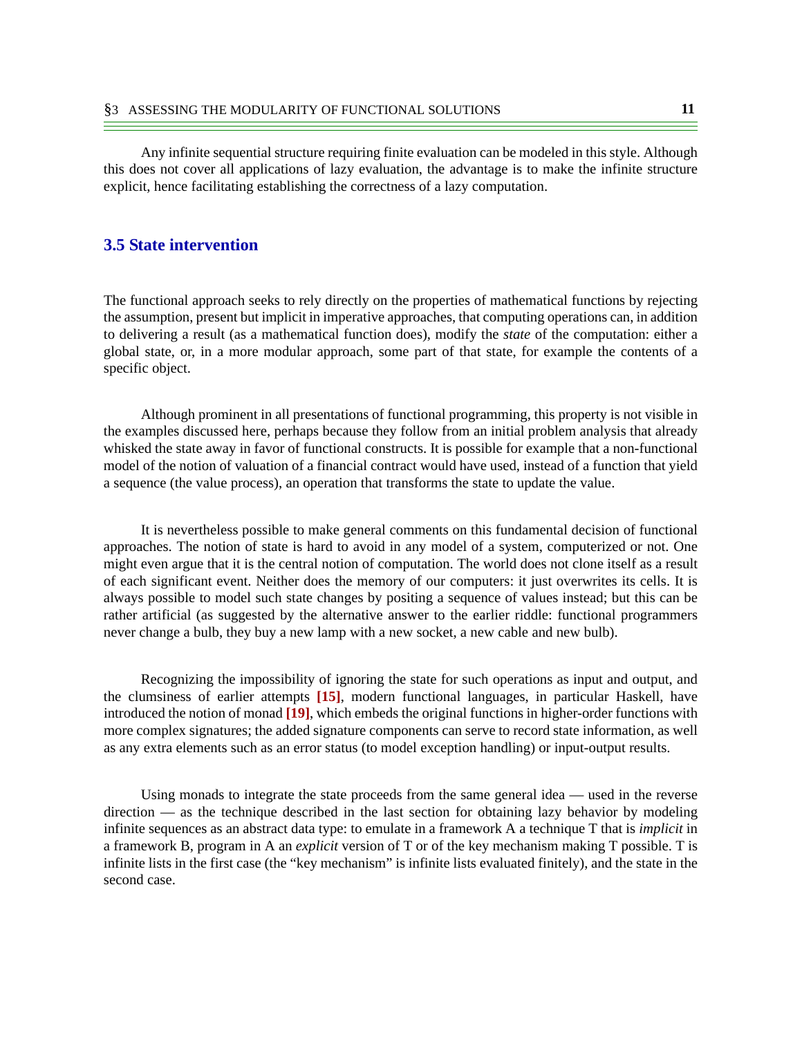Any infinite sequential structure requiring finite evaluation can be modeled in this style. Although this does not cover all applications of lazy evaluation, the advantage is to make the infinite structure explicit, hence facilitating establishing the correctness of a lazy computation.

## 3.5 State intervention

The functional approach seeks to rely directly on the properties of mathematical functions by rejecting the assumption, present but implicit in imperative approaches, that computing operations can, in addition to delivering a result (as a mathematical function does), modify the *state* of the computation: either a global state, or, in a more modular approach, some part of that state, for example the contents of a specific object.

Although prominent in all presentations of functional programming, this property is not visible in the examples discussed here, perhaps because they follow from an initial problem analysis that already whisked the state away in favor of functional constructs. It is possible for example that a non-functional model of the notion of valuation of a financial contract would have used, instead of a function that yield a sequence (the value process), an operation that transforms the state to update the value.

It is nevertheless possible to make general comments on this fundamental decision of functional approaches. The notion of state is hard to avoid in any model of a system, computerized or not. One might even argue that it is the central notion of computation. The world does not clone itself as a result of each significant event. Neither does the memory of our computers: it just overwrites its cells. It is always possible to model such state changes by positing a sequence of values instead; but this can be rather artificial (as suggested by the alternative answer to the earlier riddle: functional programmers never change a bulb, they buy a new lamp with a new socket, a new cable and new bulb).

Recognizing the impossibility of ignoring the state for such operations as input and output, and the clumsiness of earlier attempts **[15]**, modern functional languages, in particular Haskell, have introduced the notion of monad **[19]**, which embeds the original functions in higher-order functions with more complex signatures; the added signature components can serve to record state information, as well as any extra elements such as an error status (to model exception handling) or input-output results.

Using monads to integrate the state proceeds from the same general idea — used in the reverse direction — as the technique described in the last section for obtaining lazy behavior by modeling infinite sequences as an abstract data type: to emulate in a framework A a technique T that is *implicit* in a framework B, program in A an *explicit* version of T or of the key mechanism making T possible. T is infinite lists in the first case (the "key mechanism" is infinite lists evaluated finitely), and the state in the second case.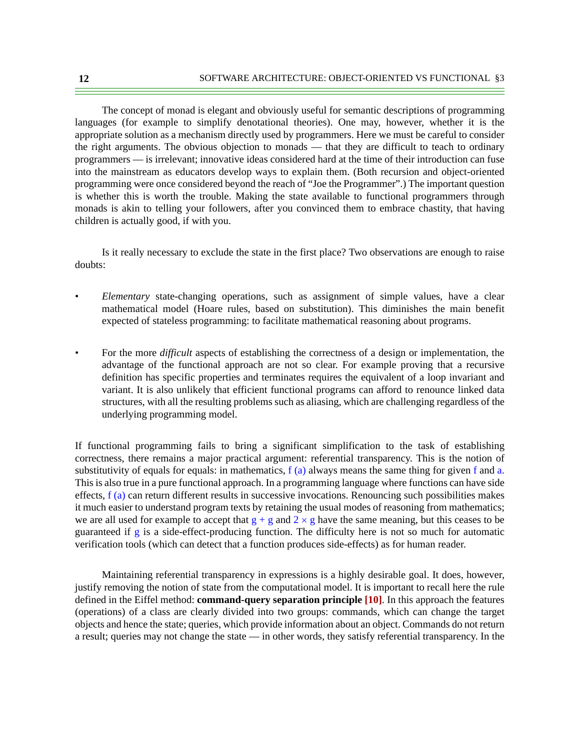The concept of monad is elegant and obviously useful for semantic descriptions of programming languages (for example to simplify denotational theories). One may, however, whether it is the appropriate solution as a mechanism directly used by programmers. Here we must be careful to consider the right arguments. The obvious objection to monads — that they are difficult to teach to ordinary programmers — is irrelevant; innovative ideas considered hard at the time of their introduction can fuse into the mainstream as educators develop ways to explain them. (Both recursion and object-oriented programming were once considered beyond the reach of "Joe the Programmer".) The important question is whether this is worth the trouble. Making the state available to functional programmers through monads is akin to telling your followers, after you convinced them to embrace chastity, that having children is actually good, if with you.

Is it really necessary to exclude the state in the first place? Two observations are enough to raise doubts:

- *Elementary* state-changing operations, such as assignment of simple values, have a clear mathematical model (Hoare rules, based on substitution). This diminishes the main benefit expected of stateless programming: to facilitate mathematical reasoning about programs.
- For the more *difficult* aspects of establishing the correctness of a design or implementation, the advantage of the functional approach are not so clear. For example proving that a recursive definition has specific properties and terminates requires the equivalent of a loop invariant and variant. It is also unlikely that efficient functional programs can afford to renounce linked data structures, with all the resulting problems such as aliasing, which are challenging regardless of the underlying programming model.

If functional programming fails to bring a significant simplification to the task of establishing correctness, there remains a major practical argument: referential transparency. This is the notion of substitutivity of equals for equals: in mathematics, f (a) always means the same thing for given f and a. This is also true in a pure functional approach. In a programming language where functions can have side effects, f (a) can return different results in successive invocations. Renouncing such possibilities makes it much easier to understand program texts by retaining the usual modes of reasoning from mathematics; we are all used for example to accept that $g + g$ and $2 \times g$ have the same meaning, but this ceases to be guaranteed if g is a side-effect-producing function. The difficulty here is not so much for automatic verification tools (which can detect that a function produces side-effects) as for human reader.

Maintaining referential transparency in expressions is a highly desirable goal. It does, however, justify removing the notion of state from the computational model. It is important to recall here the rule defined in the Eiffel method: **command-query separation principle [10]**. In this approach the features (operations) of a class are clearly divided into two groups: commands, which can change the target objects and hence the state; queries, which provide information about an object. Commands do not return a result; queries may not change the state — in other words, they satisfy referential transparency. In the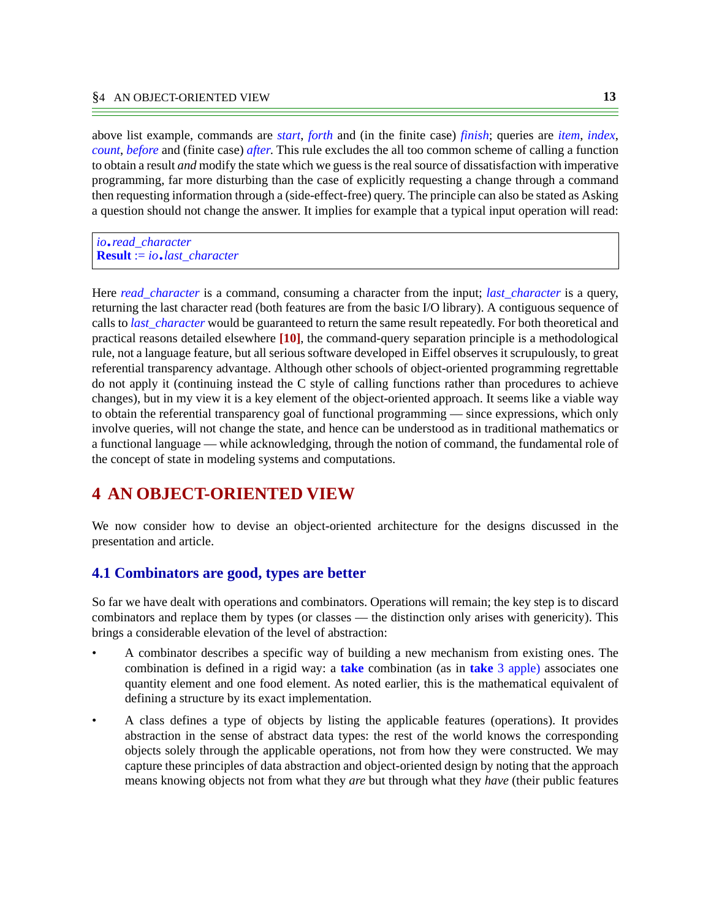above list example, commands are *start*, *forth* and (in the finite case) *finish*; queries are *item*, *index*, *count*, *before* and (finite case) *after*. This rule excludes the all too common scheme of calling a function to obtain a result *and* modify the state which we guess is the real source of dissatisfaction with imperative programming, far more disturbing than the case of explicitly requesting a change through a command then requesting information through a (side-effect-free) query. The principle can also be stated as Asking a question should not change the answer. It implies for example that a typical input operation will read:

```
io.read_character
Result := io.last_character
```

Here *read_character* is a command, consuming a character from the input; *last_character* is a query, returning the last character read (both features are from the basic I/O library). A contiguous sequence of calls to *last_character* would be guaranteed to return the same result repeatedly. For both theoretical and practical reasons detailed elsewhere **[10]**, the command-query separation principle is a methodological rule, not a language feature, but all serious software developed in Eiffel observes it scrupulously, to great referential transparency advantage. Although other schools of object-oriented programming regrettable do not apply it (continuing instead the C style of calling functions rather than procedures to achieve changes), but in my view it is a key element of the object-oriented approach. It seems like a viable way to obtain the referential transparency goal of functional programming — since expressions, which only involve queries, will not change the state, and hence can be understood as in traditional mathematics or a functional language — while acknowledging, through the notion of command, the fundamental role of the concept of state in modeling systems and computations.

# 4 AN OBJECT-ORIENTED VIEW

We now consider how to devise an object-oriented architecture for the designs discussed in the presentation and article.

## 4.1 Combinators are good, types are better

So far we have dealt with operations and combinators. Operations will remain; the key step is to discard combinators and replace them by types (or classes — the distinction only arises with genericity). This brings a considerable elevation of the level of abstraction:

- A combinator describes a specific way of building a new mechanism from existing ones. The combination is defined in a rigid way: a **take** combination (as in **take** 3 apple) associates one quantity element and one food element. As noted earlier, this is the mathematical equivalent of defining a structure by its exact implementation.
- A class defines a type of objects by listing the applicable features (operations). It provides abstraction in the sense of abstract data types: the rest of the world knows the corresponding objects solely through the applicable operations, not from how they were constructed. We may capture these principles of data abstraction and object-oriented design by noting that the approach means knowing objects not from what they *are* but through what they *have* (their public features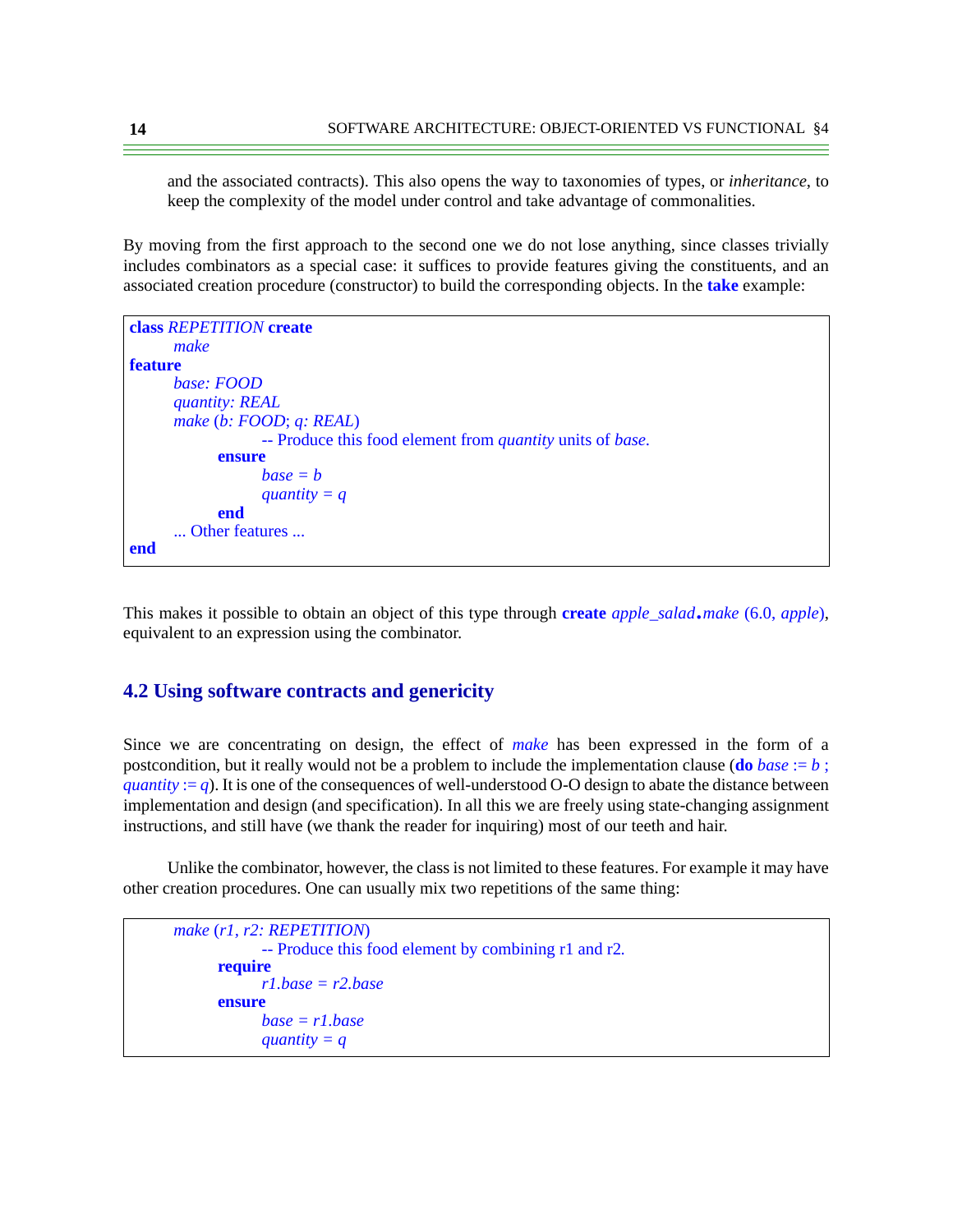and the associated contracts). This also opens the way to taxonomies of types, or *inheritance*, to keep the complexity of the model under control and take advantage of commonalities.

By moving from the first approach to the second one we do not lose anything, since classes trivially includes combinators as a special case: it suffices to provide features giving the constituents, and an associated creation procedure (constructor) to build the corresponding objects. In the **take** example:

```
class REPETITION create
        make
feature
        base: FOOD
        quantity: REAL
        make (b: FOOD; q: REAL)
                        -- Produce this food element from quantity units of base.
                ensure
                        base = b
                        quantity = q
                end
        ... Other features ...
end
```

This makes it possible to obtain an object of this type through **create** *apple_salad*.*make* (6.0, *apple*), equivalent to an expression using the combinator.

## 4.2 Using software contracts and genericity

Since we are concentrating on design, the effect of *make* has been expressed in the form of a postcondition, but it really would not be a problem to include the implementation clause (**do** *base* := *b* ; *quantity* := *q*). It is one of the consequences of well-understood O-O design to abate the distance between implementation and design (and specification). In all this we are freely using state-changing assignment instructions, and still have (we thank the reader for inquiring) most of our teeth and hair.

Unlike the combinator, however, the class is not limited to these features. For example it may have other creation procedures. One can usually mix two repetitions of the same thing:

```
        make (r1, r2: REPETITION)
                        -- Produce this food element by combining r1 and r2.
                require
                        r1.base = r2.base
                ensure
                        base = r1.base
                        quantity = q
```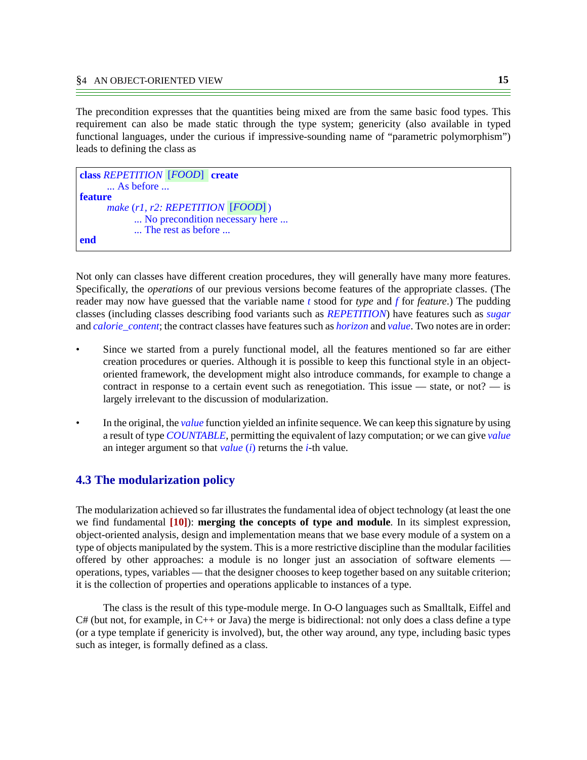The precondition expresses that the quantities being mixed are from the same basic food types. This requirement can also be made static through the type system; genericity (also available in typed functional languages, under the curious if impressive-sounding name of "parametric polymorphism") leads to defining the class as

```
class REPETITION [FOOD] create
        ... As before ...
feature
        make (r1, r2: REPETITION [FOOD])
                ... No precondition necessary here ...
                ... The rest as before ...
end
```

Not only can classes have different creation procedures, they will generally have many more features. Specifically, the *operations* of our previous versions become features of the appropriate classes. (The reader may now have guessed that the variable name *t* stood for *type* and *f* for *feature*.) The pudding classes (including classes describing food variants such as *REPETITION*) have features such as *sugar* and *calorie_content*; the contract classes have features such as *horizon* and *value*. Two notes are in order:

- Since we started from a purely functional model, all the features mentioned so far are either creation procedures or queries. Although it is possible to keep this functional style in an object-oriented framework, the development might also introduce commands, for example to change a contract in response to a certain event such as renegotiation. This issue — state, or not? — is largely irrelevant to the discussion of modularization.

- In the original, the *value* function yielded an infinite sequence. We can keep this signature by using a result of type *COUNTABLE*, permitting the equivalent of lazy computation; or we can give *value* an integer argument so that *value* (*i*) returns the *i*-th value.

## 4.3 The modularization policy

The modularization achieved so far illustrates the fundamental idea of object technology (at least the one we find fundamental **[10]**): **merging the concepts of type and module**. In its simplest expression, object-oriented analysis, design and implementation means that we base every module of a system on a type of objects manipulated by the system. This is a more restrictive discipline than the modular facilities offered by other approaches: a module is no longer just an association of software elements — operations, types, variables — that the designer chooses to keep together based on any suitable criterion; it is the collection of properties and operations applicable to instances of a type.

The class is the result of this type-module merge. In O-O languages such as Smalltalk, Eiffel and C# (but not, for example, in C++ or Java) the merge is bidirectional: not only does a class define a type (or a type template if genericity is involved), but, the other way around, any type, including basic types such as integer, is formally defined as a class.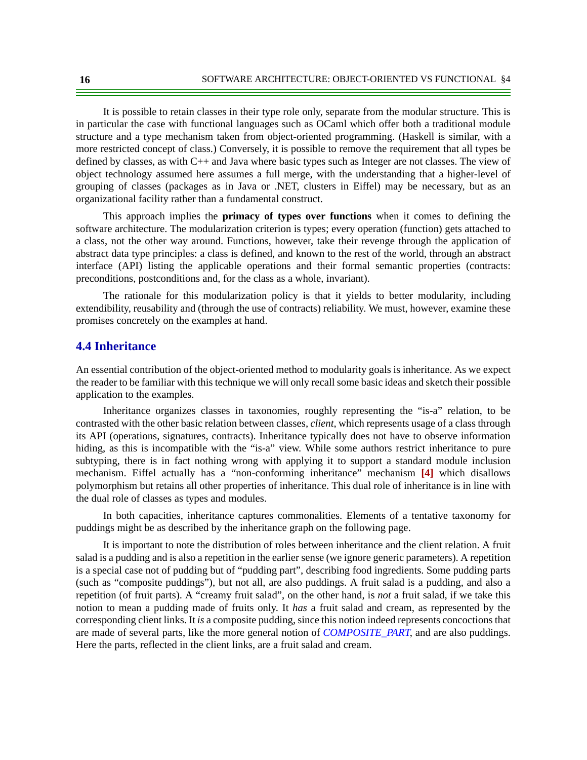It is possible to retain classes in their type role only, separate from the modular structure. This is in particular the case with functional languages such as OCaml which offer both a traditional module structure and a type mechanism taken from object-oriented programming. (Haskell is similar, with a more restricted concept of class.) Conversely, it is possible to remove the requirement that all types be defined by classes, as with C++ and Java where basic types such as Integer are not classes. The view of object technology assumed here assumes a full merge, with the understanding that a higher-level of grouping of classes (packages as in Java or .NET, clusters in Eiffel) may be necessary, but as an organizational facility rather than a fundamental construct.

This approach implies the **primacy of types over functions** when it comes to defining the software architecture. The modularization criterion is types; every operation (function) gets attached to a class, not the other way around. Functions, however, take their revenge through the application of abstract data type principles: a class is defined, and known to the rest of the world, through an abstract interface (API) listing the applicable operations and their formal semantic properties (contracts: preconditions, postconditions and, for the class as a whole, invariant).

The rationale for this modularization policy is that it yields to better modularity, including extendibility, reusability and (through the use of contracts) reliability. We must, however, examine these promises concretely on the examples at hand.

## 4.4 Inheritance

An essential contribution of the object-oriented method to modularity goals is inheritance. As we expect the reader to be familiar with this technique we will only recall some basic ideas and sketch their possible application to the examples.

Inheritance organizes classes in taxonomies, roughly representing the "is-a" relation, to be contrasted with the other basic relation between classes, *client*, which represents usage of a class through its API (operations, signatures, contracts). Inheritance typically does not have to observe information hiding, as this is incompatible with the "is-a" view. While some authors restrict inheritance to pure subtyping, there is in fact nothing wrong with applying it to support a standard module inclusion mechanism. Eiffel actually has a "non-conforming inheritance" mechanism **[4]** which disallows polymorphism but retains all other properties of inheritance. This dual role of inheritance is in line with the dual role of classes as types and modules.

In both capacities, inheritance captures commonalities. Elements of a tentative taxonomy for puddings might be as described by the inheritance graph on the following page.

It is important to note the distribution of roles between inheritance and the client relation. A fruit salad is a pudding and is also a repetition in the earlier sense (we ignore generic parameters). A repetition is a special case not of pudding but of "pudding part", describing food ingredients. Some pudding parts (such as "composite puddings"), but not all, are also puddings. A fruit salad is a pudding, and also a repetition (of fruit parts). A "creamy fruit salad", on the other hand, is *not* a fruit salad, if we take this notion to mean a pudding made of fruits only. It *has* a fruit salad and cream, as represented by the corresponding client links. It *is* a composite pudding, since this notion indeed represents concoctions that are made of several parts, like the more general notion of *COMPOSITE_PART*, and are also puddings. Here the parts, reflected in the client links, are a fruit salad and cream.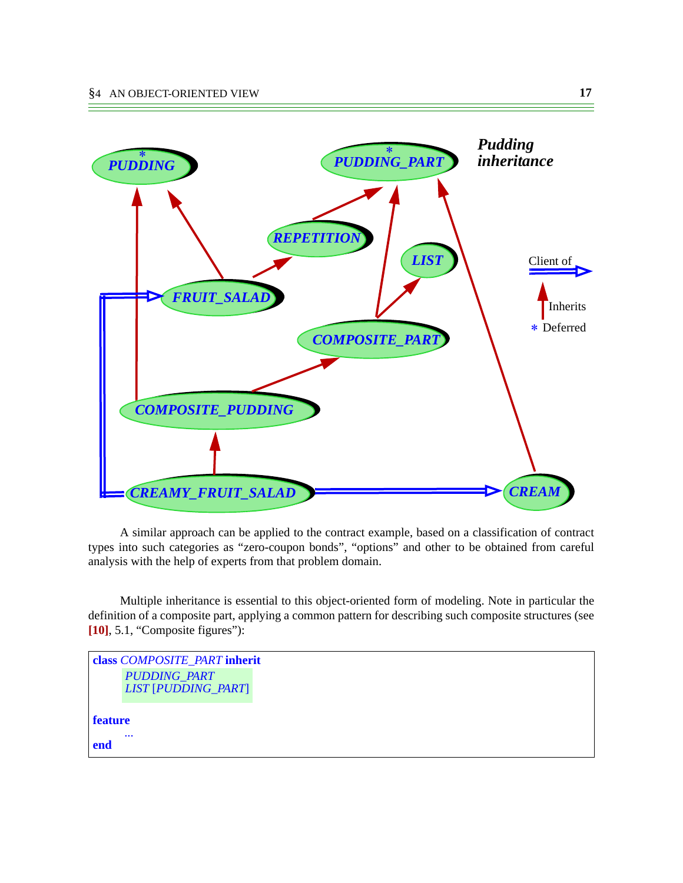*Pudding inheritance*

PUDDING *
PUDDING_PART *
REPETITION
LIST
FRUIT_SALAD
COMPOSITE_PART
COMPOSITE_PUDDING
CREAMY_FRUIT_SALAD
CREAM

Client of
Inherits
* Deferred

A similar approach can be applied to the contract example, based on a classification of contract types into such categories as "zero-coupon bonds", "options" and other to be obtained from careful analysis with the help of experts from that problem domain.

Multiple inheritance is essential to this object-oriented form of modeling. Note in particular the definition of a composite part, applying a common pattern for describing such composite structures (see **[10]**, 5.1, "Composite figures"):

```
class COMPOSITE_PART inherit
        PUDDING_PART
        LIST [PUDDING_PART]

feature
        ...
end
```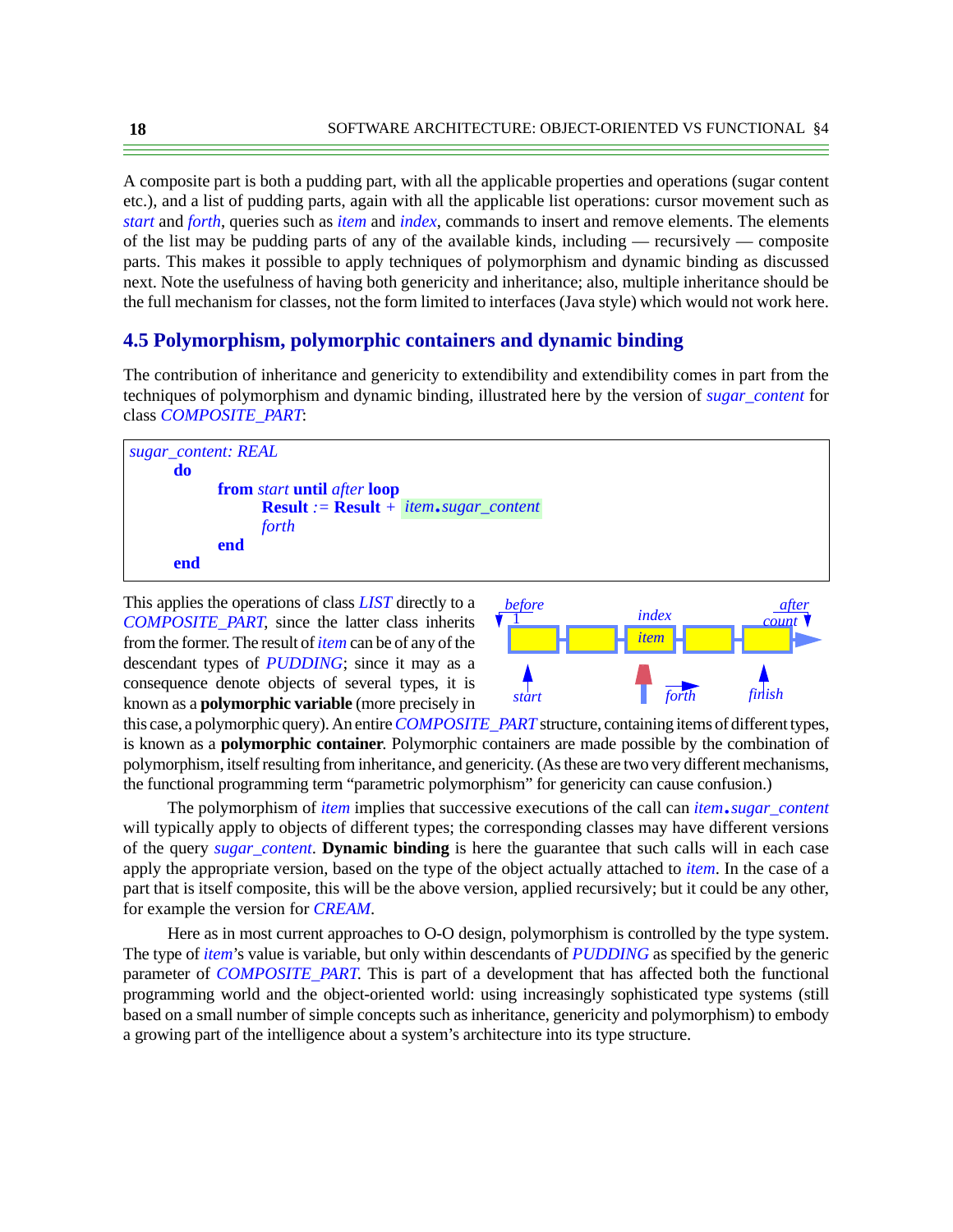A composite part is both a pudding part, with all the applicable properties and operations (sugar content etc.), and a list of pudding parts, again with all the applicable list operations: cursor movement such as *start* and *forth*, queries such as *item* and *index*, commands to insert and remove elements. The elements of the list may be pudding parts of any of the available kinds, including — recursively — composite parts. This makes it possible to apply techniques of polymorphism and dynamic binding as discussed next. Note the usefulness of having both genericity and inheritance; also, multiple inheritance should be the full mechanism for classes, not the form limited to interfaces (Java style) which would not work here.

## 4.5 Polymorphism, polymorphic containers and dynamic binding

The contribution of inheritance and genericity to extendibility and extendibility comes in part from the techniques of polymorphism and dynamic binding, illustrated here by the version of *sugar_content* for class *COMPOSITE_PART*:

```
sugar_content: REAL
    do
        from start until after loop
            Result := Result + item.sugar_content
            forth
        end
    end
```

This applies the operations of class *LIST* directly to a *COMPOSITE_PART*, since the latter class inherits from the former. The result of *item* can be of any of the descendant types of *PUDDING*; since it may as a consequence denote objects of several types, it is known as a **polymorphic variable** (more precisely in this case, a polymorphic query). An entire *COMPOSITE_PART* structure, containing items of different types, is known as a **polymorphic container**. Polymorphic containers are made possible by the combination of polymorphism, itself resulting from inheritance, and genericity. (As these are two very different mechanisms, the functional programming term "parametric polymorphism" for genericity can cause confusion.)

The polymorphism of *item* implies that successive executions of the call can *item.sugar_content* will typically apply to objects of different types; the corresponding classes may have different versions of the query *sugar_content*. **Dynamic binding** is here the guarantee that such calls will in each case apply the appropriate version, based on the type of the object actually attached to *item*. In the case of a part that is itself composite, this will be the above version, applied recursively; but it could be any other, for example the version for *CREAM*.

Here as in most current approaches to O-O design, polymorphism is controlled by the type system. The type of *item*'s value is variable, but only within descendants of *PUDDING* as specified by the generic parameter of *COMPOSITE_PART*. This is part of a development that has affected both the functional programming world and the object-oriented world: using increasingly sophisticated type systems (still based on a small number of simple concepts such as inheritance, genericity and polymorphism) to embody a growing part of the intelligence about a system's architecture into its type structure.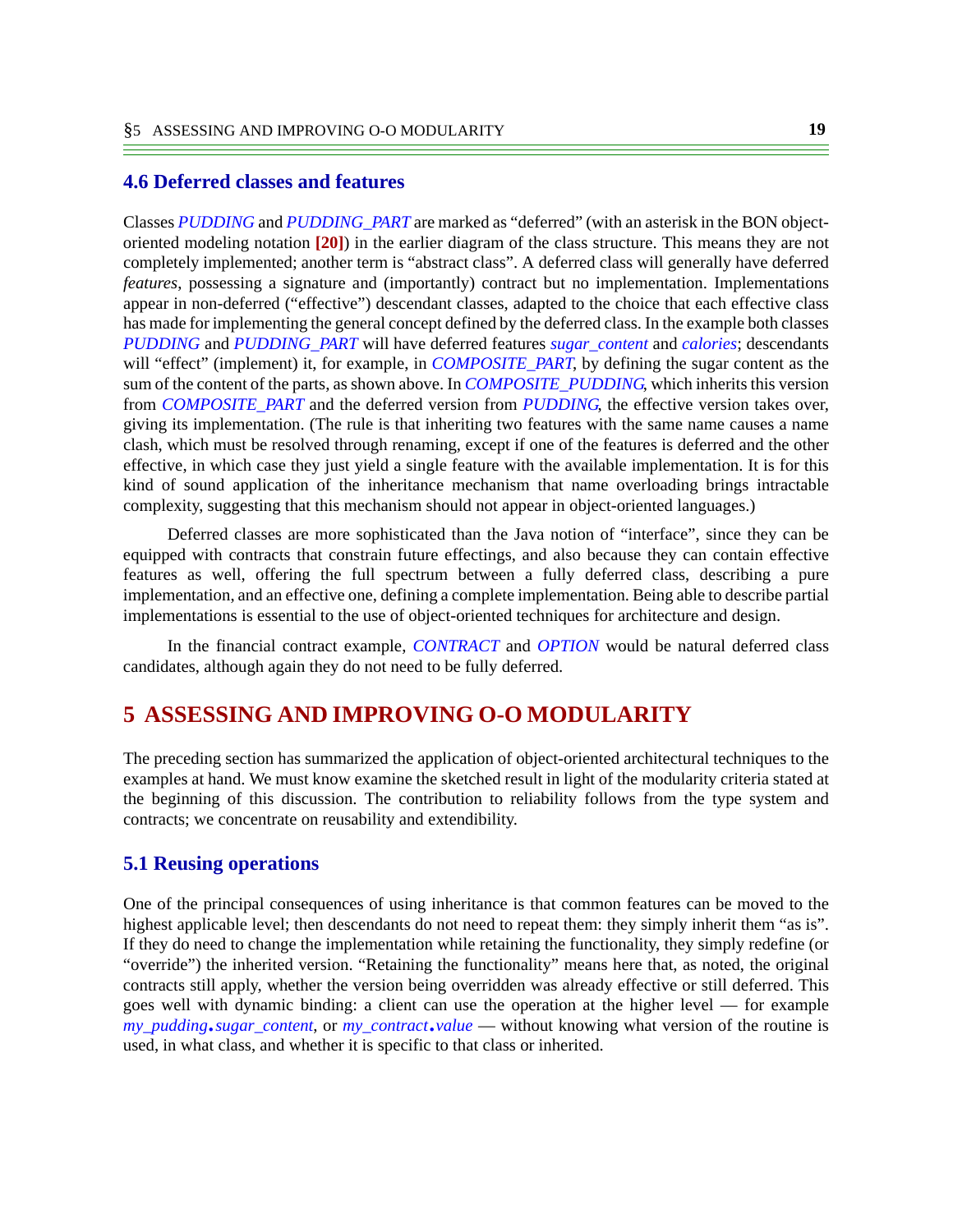### 4.6 Deferred classes and features

Classes *PUDDING* and *PUDDING_PART* are marked as "deferred" (with an asterisk in the BON object-oriented modeling notation **[20]**) in the earlier diagram of the class structure. This means they are not completely implemented; another term is "abstract class". A deferred class will generally have deferred *features*, possessing a signature and (importantly) contract but no implementation. Implementations appear in non-deferred ("effective") descendant classes, adapted to the choice that each effective class has made for implementing the general concept defined by the deferred class. In the example both classes *PUDDING* and *PUDDING_PART* will have deferred features *sugar_content* and *calories*; descendants will "effect" (implement) it, for example, in *COMPOSITE_PART*, by defining the sugar content as the sum of the content of the parts, as shown above. In *COMPOSITE_PUDDING*, which inherits this version from *COMPOSITE_PART* and the deferred version from *PUDDING*, the effective version takes over, giving its implementation. (The rule is that inheriting two features with the same name causes a name clash, which must be resolved through renaming, except if one of the features is deferred and the other effective, in which case they just yield a single feature with the available implementation. It is for this kind of sound application of the inheritance mechanism that name overloading brings intractable complexity, suggesting that this mechanism should not appear in object-oriented languages.)

Deferred classes are more sophisticated than the Java notion of "interface", since they can be equipped with contracts that constrain future effectings, and also because they can contain effective features as well, offering the full spectrum between a fully deferred class, describing a pure implementation, and an effective one, defining a complete implementation. Being able to describe partial implementations is essential to the use of object-oriented techniques for architecture and design.

In the financial contract example, *CONTRACT* and *OPTION* would be natural deferred class candidates, although again they do not need to be fully deferred.

## 5 ASSESSING AND IMPROVING O-O MODULARITY

The preceding section has summarized the application of object-oriented architectural techniques to the examples at hand. We must know examine the sketched result in light of the modularity criteria stated at the beginning of this discussion. The contribution to reliability follows from the type system and contracts; we concentrate on reusability and extendibility.

### 5.1 Reusing operations

One of the principal consequences of using inheritance is that common features can be moved to the highest applicable level; then descendants do not need to repeat them: they simply inherit them "as is". If they do need to change the implementation while retaining the functionality, they simply redefine (or "override") the inherited version. "Retaining the functionality" means here that, as noted, the original contracts still apply, whether the version being overridden was already effective or still deferred. This goes well with dynamic binding: a client can use the operation at the higher level — for example *my_pudding*.*sugar_content*, or *my_contract*.*value* — without knowing what version of the routine is used, in what class, and whether it is specific to that class or inherited.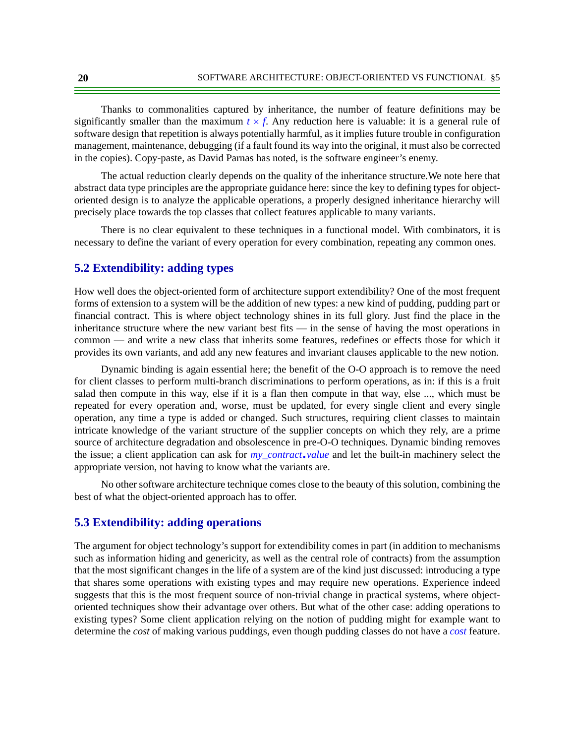Thanks to commonalities captured by inheritance, the number of feature definitions may be significantly smaller than the maximum $t \times f$. Any reduction here is valuable: it is a general rule of software design that repetition is always potentially harmful, as it implies future trouble in configuration management, maintenance, debugging (if a fault found its way into the original, it must also be corrected in the copies). Copy-paste, as David Parnas has noted, is the software engineer's enemy.

The actual reduction clearly depends on the quality of the inheritance structure.We note here that abstract data type principles are the appropriate guidance here: since the key to defining types for object-oriented design is to analyze the applicable operations, a properly designed inheritance hierarchy will precisely place towards the top classes that collect features applicable to many variants.

There is no clear equivalent to these techniques in a functional model. With combinators, it is necessary to define the variant of every operation for every combination, repeating any common ones.

## 5.2 Extendibility: adding types

How well does the object-oriented form of architecture support extendibility? One of the most frequent forms of extension to a system will be the addition of new types: a new kind of pudding, pudding part or financial contract. This is where object technology shines in its full glory. Just find the place in the inheritance structure where the new variant best fits — in the sense of having the most operations in common — and write a new class that inherits some features, redefines or effects those for which it provides its own variants, and add any new features and invariant clauses applicable to the new notion.

Dynamic binding is again essential here; the benefit of the O-O approach is to remove the need for client classes to perform multi-branch discriminations to perform operations, as in: if this is a fruit salad then compute in this way, else if it is a flan then compute in that way, else ..., which must be repeated for every operation and, worse, must be updated, for every single client and every single operation, any time a type is added or changed. Such structures, requiring client classes to maintain intricate knowledge of the variant structure of the supplier concepts on which they rely, are a prime source of architecture degradation and obsolescence in pre-O-O techniques. Dynamic binding removes the issue; a client application can ask for *my_contract.value* and let the built-in machinery select the appropriate version, not having to know what the variants are.

No other software architecture technique comes close to the beauty of this solution, combining the best of what the object-oriented approach has to offer.

## 5.3 Extendibility: adding operations

The argument for object technology's support for extendibility comes in part (in addition to mechanisms such as information hiding and genericity, as well as the central role of contracts) from the assumption that the most significant changes in the life of a system are of the kind just discussed: introducing a type that shares some operations with existing types and may require new operations. Experience indeed suggests that this is the most frequent source of non-trivial change in practical systems, where object-oriented techniques show their advantage over others. But what of the other case: adding operations to existing types? Some client application relying on the notion of pudding might for example want to determine the *cost* of making various puddings, even though pudding classes do not have a *cost* feature.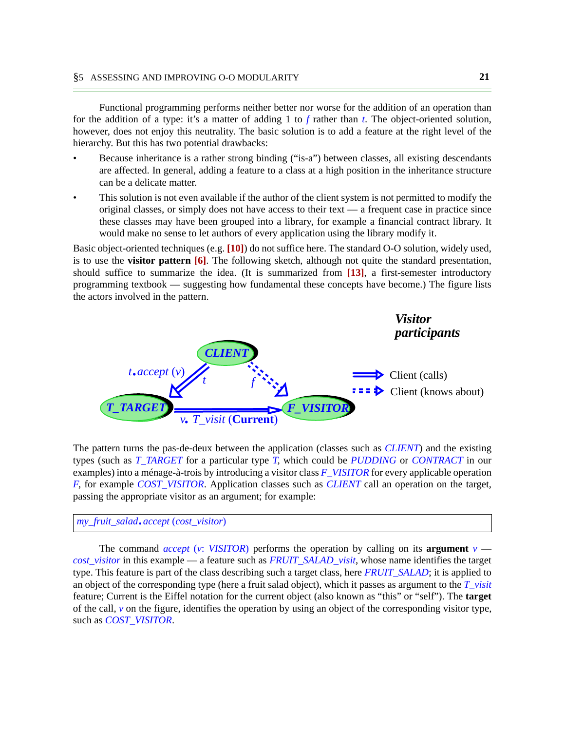Functional programming performs neither better nor worse for the addition of an operation than for the addition of a type: it's a matter of adding 1 to *f* rather than *t*. The object-oriented solution, however, does not enjoy this neutrality. The basic solution is to add a feature at the right level of the hierarchy. But this has two potential drawbacks:

- Because inheritance is a rather strong binding ("is-a") between classes, all existing descendants are affected. In general, adding a feature to a class at a high position in the inheritance structure can be a delicate matter.
- This solution is not even available if the author of the client system is not permitted to modify the original classes, or simply does not have access to their text — a frequent case in practice since these classes may have been grouped into a library, for example a financial contract library. It would make no sense to let authors of every application using the library modify it.

Basic object-oriented techniques (e.g. [10]) do not suffice here. The standard O-O solution, widely used, is to use the **visitor pattern** [6]. The following sketch, although not quite the standard presentation, should suffice to summarize the idea. (It is summarized from [13], a first-semester introductory programming textbook — suggesting how fundamental these concepts have become.) The figure lists the actors involved in the pattern.

*CLIENT*, *T_TARGET*, *F_VISITOR*; *t.accept (v)*, *t*, *f*, *v. T_visit* (**Current**)

Client (calls)
Client (knows about)

***Visitor participants***

The pattern turns the pas-de-deux between the application (classes such as *CLIENT*) and the existing types (such as *T_TARGET* for a particular type *T*, which could be *PUDDING* or *CONTRACT* in our examples) into a ménage-à-trois by introducing a visitor class *F_VISITOR* for every applicable operation *F*, for example *COST_VISITOR*. Application classes such as *CLIENT* call an operation on the target, passing the appropriate visitor as an argument; for example:

```
my_fruit_salad.accept (cost_visitor)
```

The command *accept* (*v*: *VISITOR*) performs the operation by calling on its **argument** *v* — *cost_visitor* in this example — a feature such as *FRUIT_SALAD_visit*, whose name identifies the target type. This feature is part of the class describing such a target class, here *FRUIT_SALAD*; it is applied to an object of the corresponding type (here a fruit salad object), which it passes as argument to the *T_visit* feature; Current is the Eiffel notation for the current object (also known as "this" or "self"). The **target** of the call, *v* on the figure, identifies the operation by using an object of the corresponding visitor type, such as *COST_VISITOR*.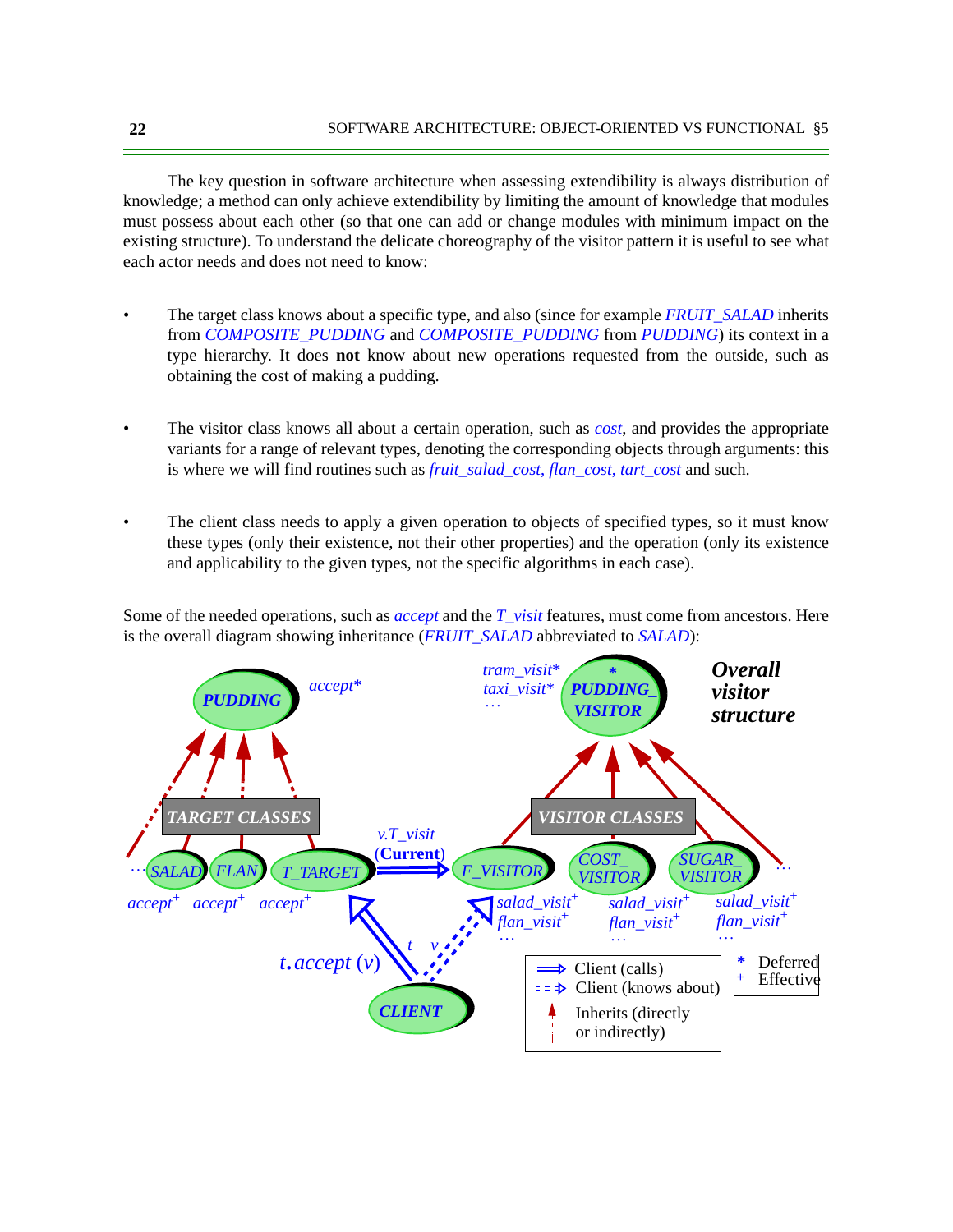The key question in software architecture when assessing extendibility is always distribution of knowledge; a method can only achieve extendibility by limiting the amount of knowledge that modules must possess about each other (so that one can add or change modules with minimum impact on the existing structure). To understand the delicate choreography of the visitor pattern it is useful to see what each actor needs and does not need to know:

- The target class knows about a specific type, and also (since for example *FRUIT_SALAD* inherits from *COMPOSITE_PUDDING* and *COMPOSITE_PUDDING* from *PUDDING*) its context in a type hierarchy. It does **not** know about new operations requested from the outside, such as obtaining the cost of making a pudding.

- The visitor class knows all about a certain operation, such as *cost*, and provides the appropriate variants for a range of relevant types, denoting the corresponding objects through arguments: this is where we will find routines such as *fruit_salad_cost, flan_cost, tart_cost* and such.

- The client class needs to apply a given operation to objects of specified types, so it must know these types (only their existence, not their other properties) and the operation (only its existence and applicability to the given types, not the specific algorithms in each case).

Some of the needed operations, such as *accept* and the *T_visit* features, must come from ancestors. Here is the overall diagram showing inheritance (*FRUIT_SALAD* abbreviated to *SALAD*):

**Overall visitor structure**

PUDDING — accept*

PUDDING_VISITOR* — tram_visit*, taxi_visit*, …

TARGET CLASSES: … SALAD (accept⁺), FLAN (accept⁺), T_TARGET (accept⁺)

VISITOR CLASSES: F_VISITOR (salad_visit⁺, flan_visit⁺, …), COST_VISITOR (salad_visit⁺, flan_visit⁺, …), SUGAR_VISITOR (salad_visit⁺, flan_visit⁺, …), …

T_TARGET → F_VISITOR: v.T_visit (**Current**)

CLIENT → T_TARGET: t — *t.accept (v)*; CLIENT ⇢ F_VISITOR: v

Legend: ⇒ Client (calls); ⇢ Client (knows about); ↑ Inherits (directly or indirectly); * Deferred; + Effective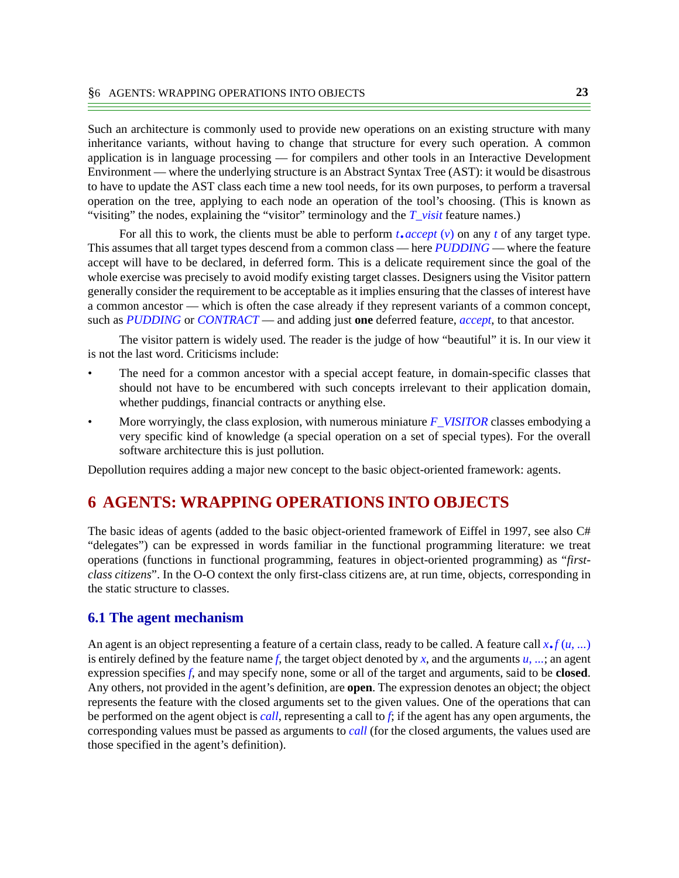Such an architecture is commonly used to provide new operations on an existing structure with many inheritance variants, without having to change that structure for every such operation. A common application is in language processing — for compilers and other tools in an Interactive Development Environment — where the underlying structure is an Abstract Syntax Tree (AST): it would be disastrous to have to update the AST class each time a new tool needs, for its own purposes, to perform a traversal operation on the tree, applying to each node an operation of the tool's choosing. (This is known as "visiting" the nodes, explaining the "visitor" terminology and the *T_visit* feature names.)

For all this to work, the clients must be able to perform *t.accept* (*v*) on any *t* of any target type. This assumes that all target types descend from a common class — here *PUDDING* — where the feature accept will have to be declared, in deferred form. This is a delicate requirement since the goal of the whole exercise was precisely to avoid modify existing target classes. Designers using the Visitor pattern generally consider the requirement to be acceptable as it implies ensuring that the classes of interest have a common ancestor — which is often the case already if they represent variants of a common concept, such as *PUDDING* or *CONTRACT* — and adding just **one** deferred feature, *accept*, to that ancestor.

The visitor pattern is widely used. The reader is the judge of how "beautiful" it is. In our view it is not the last word. Criticisms include:

- The need for a common ancestor with a special accept feature, in domain-specific classes that should not have to be encumbered with such concepts irrelevant to their application domain, whether puddings, financial contracts or anything else.
- More worryingly, the class explosion, with numerous miniature *F_VISITOR* classes embodying a very specific kind of knowledge (a special operation on a set of special types). For the overall software architecture this is just pollution.

Depollution requires adding a major new concept to the basic object-oriented framework: agents.

# 6 AGENTS: WRAPPING OPERATIONS INTO OBJECTS

The basic ideas of agents (added to the basic object-oriented framework of Eiffel in 1997, see also C# "delegates") can be expressed in words familiar in the functional programming literature: we treat operations (functions in functional programming, features in object-oriented programming) as "*first-class citizens*". In the O-O context the only first-class citizens are, at run time, objects, corresponding in the static structure to classes.

## 6.1 The agent mechanism

An agent is an object representing a feature of a certain class, ready to be called. A feature call *x.f* (*u*, ...) is entirely defined by the feature name *f*, the target object denoted by *x*, and the arguments *u*, ...; an agent expression specifies *f*, and may specify none, some or all of the target and arguments, said to be **closed**. Any others, not provided in the agent's definition, are **open**. The expression denotes an object; the object represents the feature with the closed arguments set to the given values. One of the operations that can be performed on the agent object is *call*, representing a call to *f*; if the agent has any open arguments, the corresponding values must be passed as arguments to *call* (for the closed arguments, the values used are those specified in the agent's definition).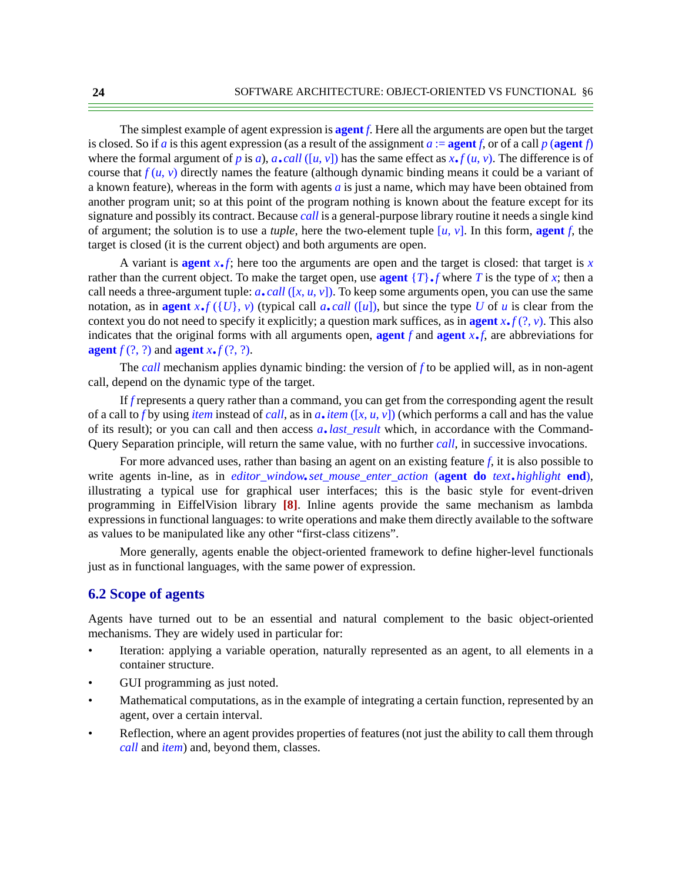The simplest example of agent expression is **agent** *f*. Here all the arguments are open but the target is closed. So if *a* is this agent expression (as a result of the assignment *a* := **agent** *f*, or of a call *p* (**agent** *f*) where the formal argument of *p* is *a*), *a*.*call* ([*u*, *v*]) has the same effect as *x*.*f* (*u*, *v*). The difference is of course that *f* (*u*, *v*) directly names the feature (although dynamic binding means it could be a variant of a known feature), whereas in the form with agents *a* is just a name, which may have been obtained from another program unit; so at this point of the program nothing is known about the feature except for its signature and possibly its contract. Because *call* is a general-purpose library routine it needs a single kind of argument; the solution is to use a *tuple*, here the two-element tuple [*u*, *v*]. In this form, **agent** *f*, the target is closed (it is the current object) and both arguments are open.

A variant is **agent** *x*.*f*; here too the arguments are open and the target is closed: that target is *x* rather than the current object. To make the target open, use **agent** {*T*}.*f* where *T* is the type of *x*; then a call needs a three-argument tuple: *a*.*call* ([*x*, *u*, *v*]). To keep some arguments open, you can use the same notation, as in **agent** *x*.*f* ({*U*}, *v*) (typical call *a*.*call* ([*u*]), but since the type *U* of *u* is clear from the context you do not need to specify it explicitly; a question mark suffices, as in **agent** *x*.*f* (?, *v*). This also indicates that the original forms with all arguments open, **agent** *f* and **agent** *x*.*f*, are abbreviations for **agent** *f* (?, ?) and **agent** *x*.*f* (?, ?).

The *call* mechanism applies dynamic binding: the version of *f* to be applied will, as in non-agent call, depend on the dynamic type of the target.

If *f* represents a query rather than a command, you can get from the corresponding agent the result of a call to *f* by using *item* instead of *call*, as in *a*.*item* ([*x*, *u*, *v*]) (which performs a call and has the value of its result); or you can call and then access *a*.*last_result* which, in accordance with the Command-Query Separation principle, will return the same value, with no further *call*, in successive invocations.

For more advanced uses, rather than basing an agent on an existing feature *f*, it is also possible to write agents in-line, as in *editor_window*.*set_mouse_enter_action* (**agent do** *text*.*highlight* **end**), illustrating a typical use for graphical user interfaces; this is the basic style for event-driven programming in EiffelVision library [8]. Inline agents provide the same mechanism as lambda expressions in functional languages: to write operations and make them directly available to the software as values to be manipulated like any other "first-class citizens".

More generally, agents enable the object-oriented framework to define higher-level functionals just as in functional languages, with the same power of expression.

## 6.2 Scope of agents

Agents have turned out to be an essential and natural complement to the basic object-oriented mechanisms. They are widely used in particular for:

- Iteration: applying a variable operation, naturally represented as an agent, to all elements in a container structure.
- GUI programming as just noted.
- Mathematical computations, as in the example of integrating a certain function, represented by an agent, over a certain interval.
- Reflection, where an agent provides properties of features (not just the ability to call them through *call* and *item*) and, beyond them, classes.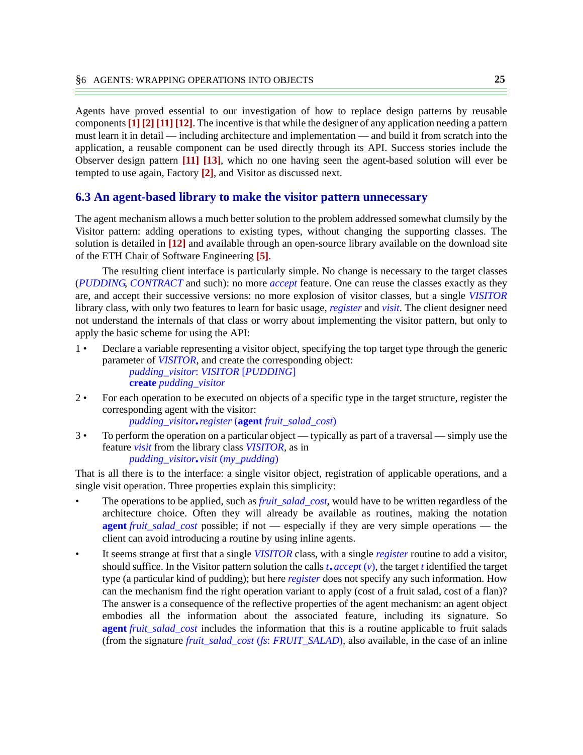Agents have proved essential to our investigation of how to replace design patterns by reusable components [1] [2] [11] [12]. The incentive is that while the designer of any application needing a pattern must learn it in detail — including architecture and implementation — and build it from scratch into the application, a reusable component can be used directly through its API. Success stories include the Observer design pattern [11] [13], which no one having seen the agent-based solution will ever be tempted to use again, Factory [2], and Visitor as discussed next.

## 6.3 An agent-based library to make the visitor pattern unnecessary

The agent mechanism allows a much better solution to the problem addressed somewhat clumsily by the Visitor pattern: adding operations to existing types, without changing the supporting classes. The solution is detailed in [12] and available through an open-source library available on the download site of the ETH Chair of Software Engineering [5].

The resulting client interface is particularly simple. No change is necessary to the target classes (*PUDDING*, *CONTRACT* and such): no more *accept* feature. One can reuse the classes exactly as they are, and accept their successive versions: no more explosion of visitor classes, but a single *VISITOR* library class, with only two features to learn for basic usage, *register* and *visit*. The client designer need not understand the internals of that class or worry about implementing the visitor pattern, but only to apply the basic scheme for using the API:

1 • Declare a variable representing a visitor object, specifying the top target type through the generic parameter of *VISITOR*, and create the corresponding object:

```
pudding_visitor: VISITOR [PUDDING]
create pudding_visitor
```

2 • For each operation to be executed on objects of a specific type in the target structure, register the corresponding agent with the visitor:

```
pudding_visitor.register (agent fruit_salad_cost)
```

3 • To perform the operation on a particular object — typically as part of a traversal — simply use the feature *visit* from the library class *VISITOR*, as in

```
pudding_visitor.visit (my_pudding)
```

That is all there is to the interface: a single visitor object, registration of applicable operations, and a single visit operation. Three properties explain this simplicity:

- The operations to be applied, such as *fruit_salad_cost*, would have to be written regardless of the architecture choice. Often they will already be available as routines, making the notation **agent** *fruit_salad_cost* possible; if not — especially if they are very simple operations — the client can avoid introducing a routine by using inline agents.
- It seems strange at first that a single *VISITOR* class, with a single *register* routine to add a visitor, should suffice. In the Visitor pattern solution the calls *t*.*accept* (*v*), the target *t* identified the target type (a particular kind of pudding); but here *register* does not specify any such information. How can the mechanism find the right operation variant to apply (cost of a fruit salad, cost of a flan)? The answer is a consequence of the reflective properties of the agent mechanism: an agent object embodies all the information about the associated feature, including its signature. So **agent** *fruit_salad_cost* includes the information that this is a routine applicable to fruit salads (from the signature *fruit_salad_cost* (*fs*: *FRUIT_SALAD*), also available, in the case of an inline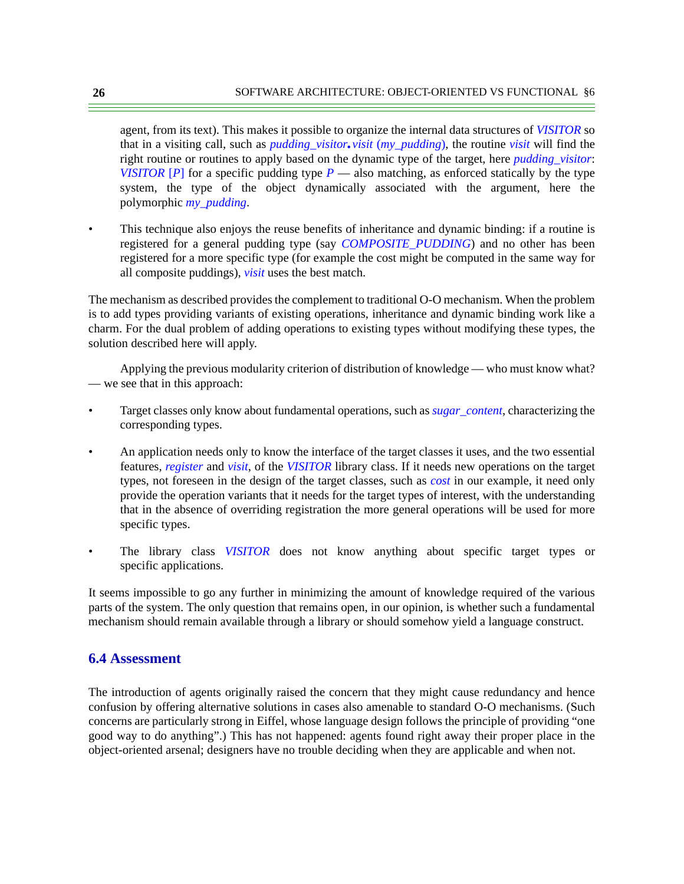agent, from its text). This makes it possible to organize the internal data structures of *VISITOR* so that in a visiting call, such as *pudding_visitor*.*visit* (*my_pudding*), the routine *visit* will find the right routine or routines to apply based on the dynamic type of the target, here *pudding_visitor*: *VISITOR* [*P*] for a specific pudding type *P* — also matching, as enforced statically by the type system, the type of the object dynamically associated with the argument, here the polymorphic *my_pudding*.

- This technique also enjoys the reuse benefits of inheritance and dynamic binding: if a routine is registered for a general pudding type (say *COMPOSITE_PUDDING*) and no other has been registered for a more specific type (for example the cost might be computed in the same way for all composite puddings), *visit* uses the best match.

The mechanism as described provides the complement to traditional O-O mechanism. When the problem is to add types providing variants of existing operations, inheritance and dynamic binding work like a charm. For the dual problem of adding operations to existing types without modifying these types, the solution described here will apply.

Applying the previous modularity criterion of distribution of knowledge — who must know what? — we see that in this approach:

- Target classes only know about fundamental operations, such as *sugar_content*, characterizing the corresponding types.
- An application needs only to know the interface of the target classes it uses, and the two essential features, *register* and *visit*, of the *VISITOR* library class. If it needs new operations on the target types, not foreseen in the design of the target classes, such as *cost* in our example, it need only provide the operation variants that it needs for the target types of interest, with the understanding that in the absence of overriding registration the more general operations will be used for more specific types.
- The library class *VISITOR* does not know anything about specific target types or specific applications.

It seems impossible to go any further in minimizing the amount of knowledge required of the various parts of the system. The only question that remains open, in our opinion, is whether such a fundamental mechanism should remain available through a library or should somehow yield a language construct.

## 6.4 Assessment

The introduction of agents originally raised the concern that they might cause redundancy and hence confusion by offering alternative solutions in cases also amenable to standard O-O mechanisms. (Such concerns are particularly strong in Eiffel, whose language design follows the principle of providing “one good way to do anything”.) This has not happened: agents found right away their proper place in the object-oriented arsenal; designers have no trouble deciding when they are applicable and when not.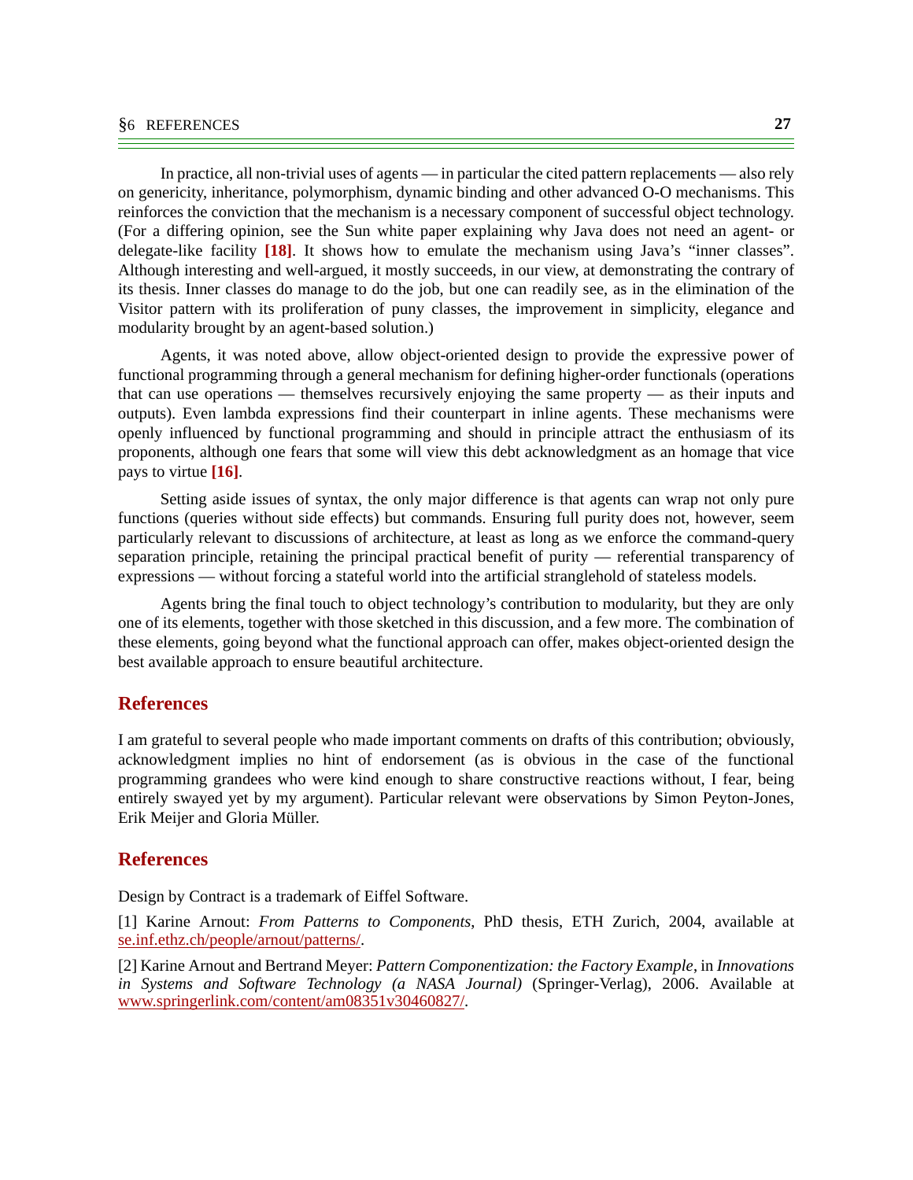In practice, all non-trivial uses of agents — in particular the cited pattern replacements — also rely on genericity, inheritance, polymorphism, dynamic binding and other advanced O-O mechanisms. This reinforces the conviction that the mechanism is a necessary component of successful object technology. (For a differing opinion, see the Sun white paper explaining why Java does not need an agent- or delegate-like facility **[18]**. It shows how to emulate the mechanism using Java's "inner classes". Although interesting and well-argued, it mostly succeeds, in our view, at demonstrating the contrary of its thesis. Inner classes do manage to do the job, but one can readily see, as in the elimination of the Visitor pattern with its proliferation of puny classes, the improvement in simplicity, elegance and modularity brought by an agent-based solution.)

Agents, it was noted above, allow object-oriented design to provide the expressive power of functional programming through a general mechanism for defining higher-order functionals (operations that can use operations — themselves recursively enjoying the same property — as their inputs and outputs). Even lambda expressions find their counterpart in inline agents. These mechanisms were openly influenced by functional programming and should in principle attract the enthusiasm of its proponents, although one fears that some will view this debt acknowledgment as an homage that vice pays to virtue **[16]**.

Setting aside issues of syntax, the only major difference is that agents can wrap not only pure functions (queries without side effects) but commands. Ensuring full purity does not, however, seem particularly relevant to discussions of architecture, at least as long as we enforce the command-query separation principle, retaining the principal practical benefit of purity — referential transparency of expressions — without forcing a stateful world into the artificial stranglehold of stateless models.

Agents bring the final touch to object technology's contribution to modularity, but they are only one of its elements, together with those sketched in this discussion, and a few more. The combination of these elements, going beyond what the functional approach can offer, makes object-oriented design the best available approach to ensure beautiful architecture.

## References

I am grateful to several people who made important comments on drafts of this contribution; obviously, acknowledgment implies no hint of endorsement (as is obvious in the case of the functional programming grandees who were kind enough to share constructive reactions without, I fear, being entirely swayed yet by my argument). Particular relevant were observations by Simon Peyton-Jones, Erik Meijer and Gloria Müller.

## References

Design by Contract is a trademark of Eiffel Software.

[1] Karine Arnout: *From Patterns to Components*, PhD thesis, ETH Zurich, 2004, available at se.inf.ethz.ch/people/arnout/patterns/.

[2] Karine Arnout and Bertrand Meyer: *Pattern Componentization: the Factory Example*, in *Innovations in Systems and Software Technology (a NASA Journal)* (Springer-Verlag), 2006. Available at www.springerlink.com/content/am08351v30460827/.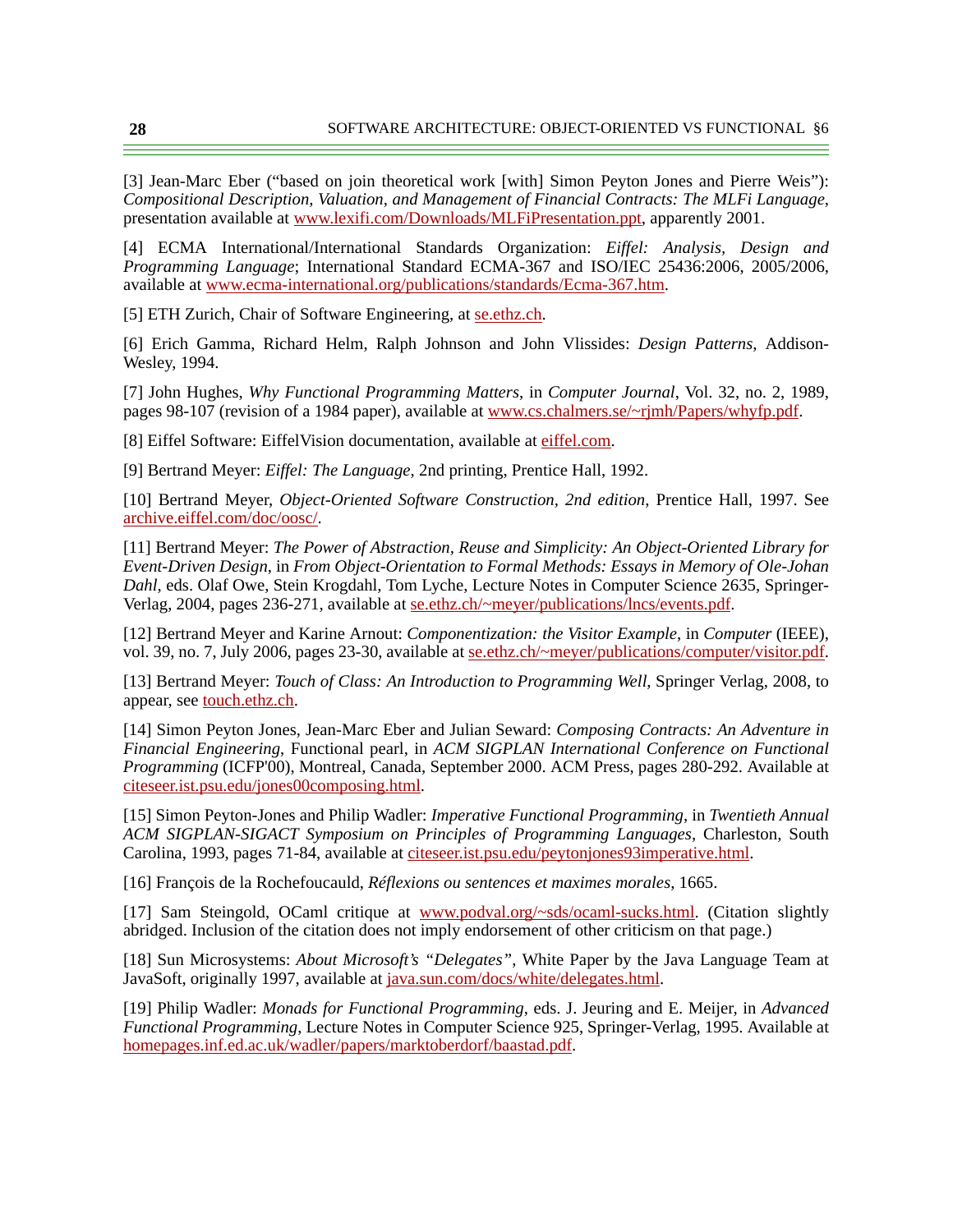[3] Jean-Marc Eber (“based on join theoretical work [with] Simon Peyton Jones and Pierre Weis”): *Compositional Description, Valuation, and Management of Financial Contracts: The MLFi Language*, presentation available at www.lexifi.com/Downloads/MLFiPresentation.ppt, apparently 2001.

[4] ECMA International/International Standards Organization: *Eiffel: Analysis, Design and Programming Language*; International Standard ECMA-367 and ISO/IEC 25436:2006, 2005/2006, available at www.ecma-international.org/publications/standards/Ecma-367.htm.

[5] ETH Zurich, Chair of Software Engineering, at se.ethz.ch.

[6] Erich Gamma, Richard Helm, Ralph Johnson and John Vlissides: *Design Patterns*, Addison-Wesley, 1994.

[7] John Hughes, *Why Functional Programming Matters*, in *Computer Journal*, Vol. 32, no. 2, 1989, pages 98-107 (revision of a 1984 paper), available at www.cs.chalmers.se/~rjmh/Papers/whyfp.pdf.

[8] Eiffel Software: EiffelVision documentation, available at eiffel.com.

[9] Bertrand Meyer: *Eiffel: The Language*, 2nd printing, Prentice Hall, 1992.

[10] Bertrand Meyer, *Object-Oriented Software Construction, 2nd edition*, Prentice Hall, 1997. See archive.eiffel.com/doc/oosc/.

[11] Bertrand Meyer: *The Power of Abstraction, Reuse and Simplicity: An Object-Oriented Library for Event-Driven Design*, in *From Object-Orientation to Formal Methods: Essays in Memory of Ole-Johan Dahl*, eds. Olaf Owe, Stein Krogdahl, Tom Lyche, Lecture Notes in Computer Science 2635, Springer-Verlag, 2004, pages 236-271, available at se.ethz.ch/~meyer/publications/lncs/events.pdf.

[12] Bertrand Meyer and Karine Arnout: *Componentization: the Visitor Example*, in *Computer* (IEEE), vol. 39, no. 7, July 2006, pages 23-30, available at se.ethz.ch/~meyer/publications/computer/visitor.pdf.

[13] Bertrand Meyer: *Touch of Class: An Introduction to Programming Well*, Springer Verlag, 2008, to appear, see touch.ethz.ch.

[14] Simon Peyton Jones, Jean-Marc Eber and Julian Seward: *Composing Contracts: An Adventure in Financial Engineering*, Functional pearl, in *ACM SIGPLAN International Conference on Functional Programming* (ICFP'00), Montreal, Canada, September 2000. ACM Press, pages 280-292. Available at citeseer.ist.psu.edu/jones00composing.html.

[15] Simon Peyton-Jones and Philip Wadler: *Imperative Functional Programming*, in *Twentieth Annual ACM SIGPLAN-SIGACT Symposium on Principles of Programming Languages*, Charleston, South Carolina, 1993, pages 71-84, available at citeseer.ist.psu.edu/peytonjones93imperative.html.

[16] François de la Rochefoucauld, *Réflexions ou sentences et maximes morales*, 1665.

[17] Sam Steingold, OCaml critique at www.podval.org/~sds/ocaml-sucks.html. (Citation slightly abridged. Inclusion of the citation does not imply endorsement of other criticism on that page.)

[18] Sun Microsystems: *About Microsoft's “Delegates”*, White Paper by the Java Language Team at JavaSoft, originally 1997, available at java.sun.com/docs/white/delegates.html.

[19] Philip Wadler: *Monads for Functional Programming*, eds. J. Jeuring and E. Meijer, in *Advanced Functional Programming*, Lecture Notes in Computer Science 925, Springer-Verlag, 1995. Available at homepages.inf.ed.ac.uk/wadler/papers/marktoberdorf/baastad.pdf.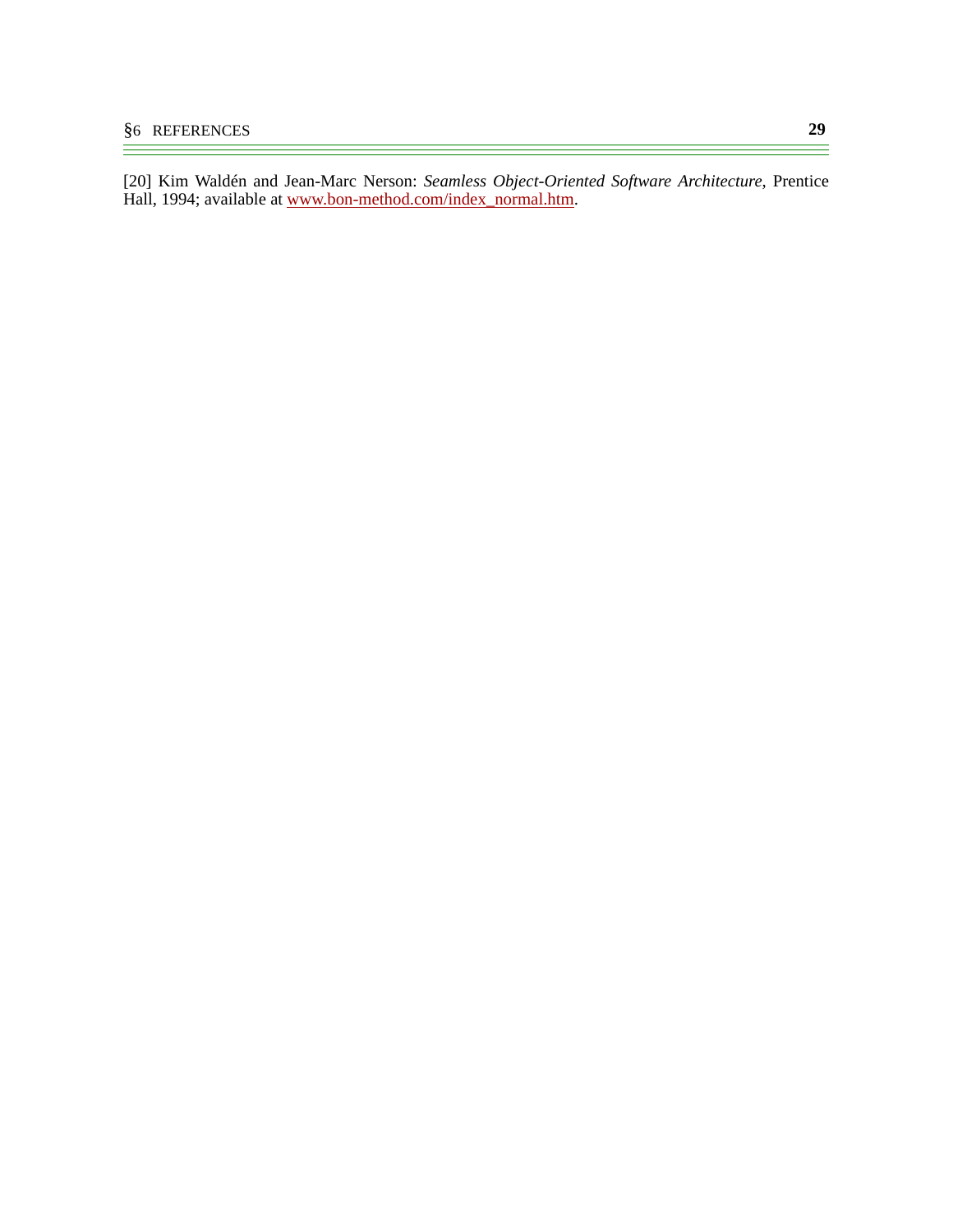[20] Kim Waldén and Jean-Marc Nerson: *Seamless Object-Oriented Software Architecture*, Prentice Hall, 1994; available at www.bon-method.com/index_normal.htm.